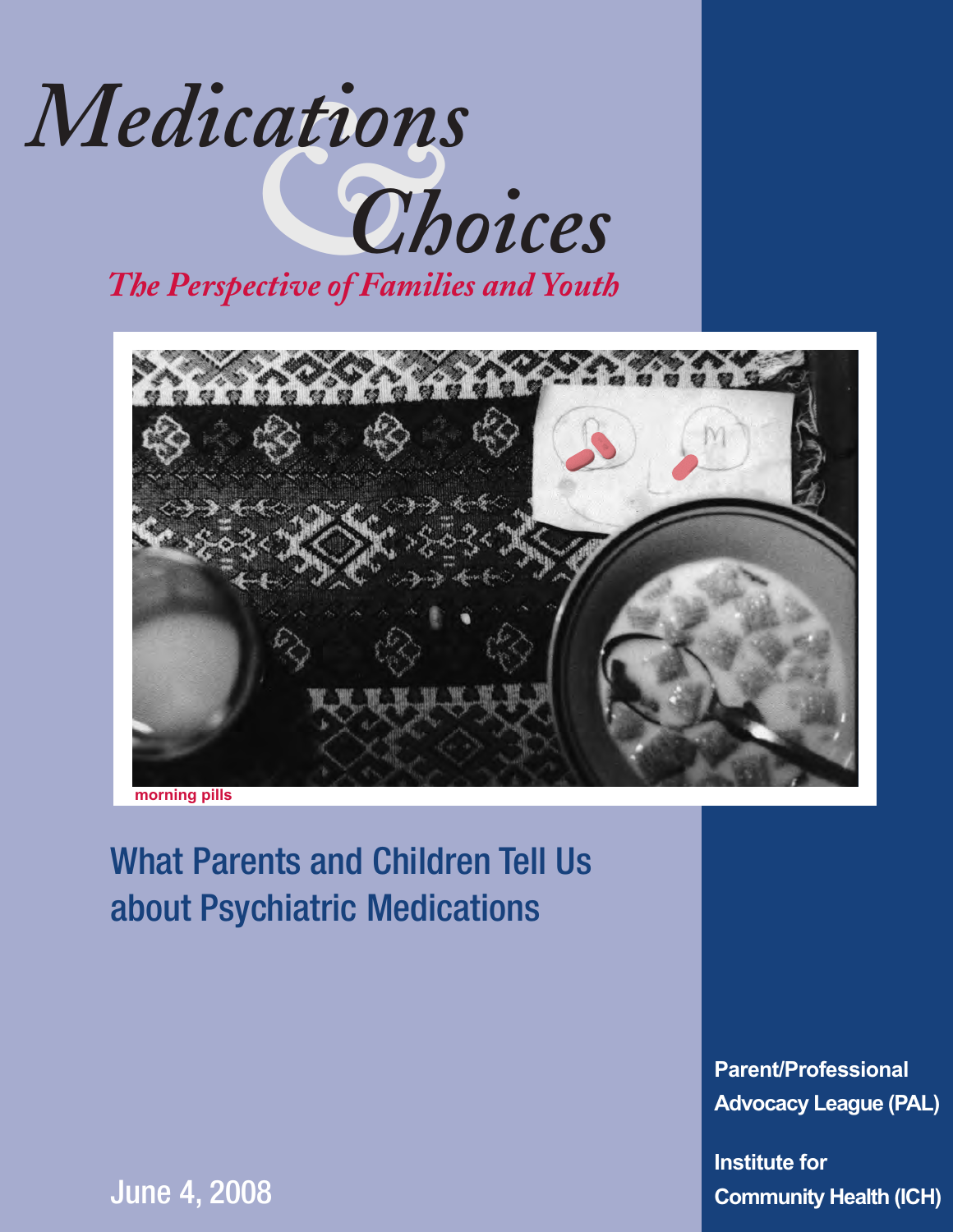# Medications & Choices

*The Perspective of Families and Youth*

morning pills

## What Parents and Children Tell Us about Psychiatric Medications

June 4, 2008

**Parent/Professional Advocacy League (PAL)**

**Institute for Community Health (ICH)**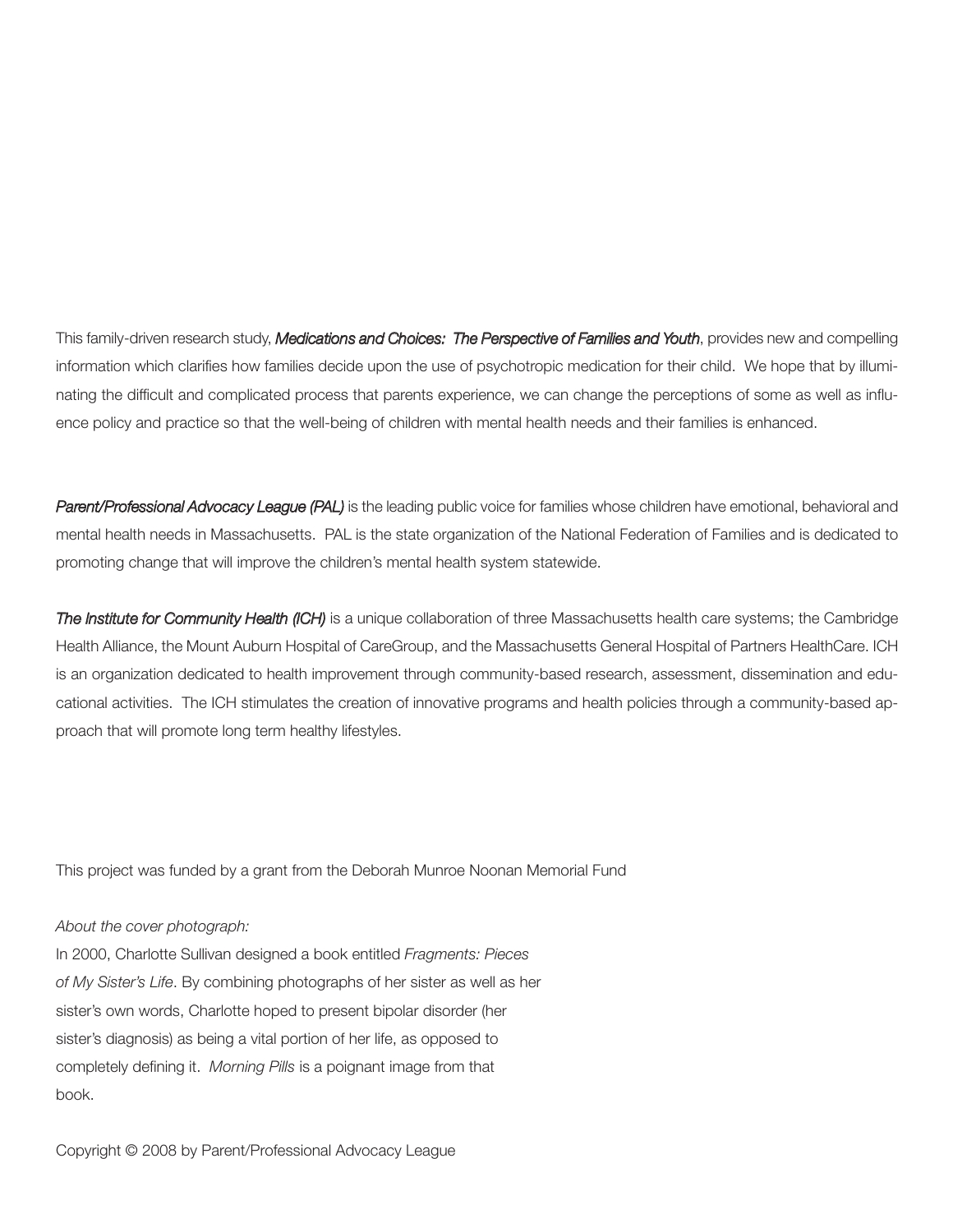This family-driven research study, ***Medications and Choices: The Perspective of Families and Youth***, provides new and compelling information which clarifies how families decide upon the use of psychotropic medication for their child. We hope that by illuminating the difficult and complicated process that parents experience, we can change the perceptions of some as well as influence policy and practice so that the well-being of children with mental health needs and their families is enhanced.

***Parent/Professional Advocacy League (PAL)*** is the leading public voice for families whose children have emotional, behavioral and mental health needs in Massachusetts. PAL is the state organization of the National Federation of Families and is dedicated to promoting change that will improve the children's mental health system statewide.

***The Institute for Community Health (ICH)*** is a unique collaboration of three Massachusetts health care systems; the Cambridge Health Alliance, the Mount Auburn Hospital of CareGroup, and the Massachusetts General Hospital of Partners HealthCare. ICH is an organization dedicated to health improvement through community-based research, assessment, dissemination and educational activities. The ICH stimulates the creation of innovative programs and health policies through a community-based approach that will promote long term healthy lifestyles.

This project was funded by a grant from the Deborah Munroe Noonan Memorial Fund

*About the cover photograph:*

In 2000, Charlotte Sullivan designed a book entitled *Fragments: Pieces of My Sister's Life*. By combining photographs of her sister as well as her sister's own words, Charlotte hoped to present bipolar disorder (her sister's diagnosis) as being a vital portion of her life, as opposed to completely defining it. *Morning Pills* is a poignant image from that book.

Copyright © 2008 by Parent/Professional Advocacy League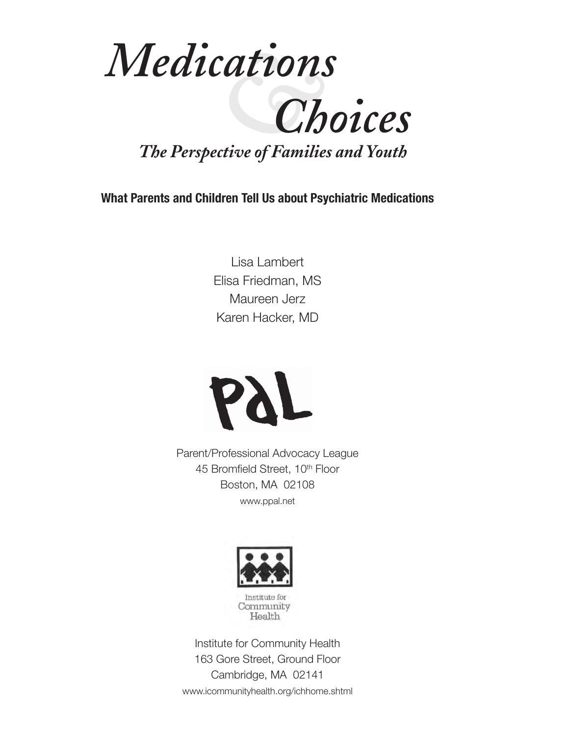# *Medications & Choices*

## *The Perspective of Families and Youth*

**What Parents and Children Tell Us about Psychiatric Medications**

Lisa Lambert
Elisa Friedman, MS
Maureen Jerz
Karen Hacker, MD

PAL

Parent/Professional Advocacy League
45 Bromfield Street, 10th Floor
Boston, MA 02108
www.ppal.net

Institute for Community Health

Institute for Community Health
163 Gore Street, Ground Floor
Cambridge, MA 02141
www.icommunityhealth.org/ichhome.shtml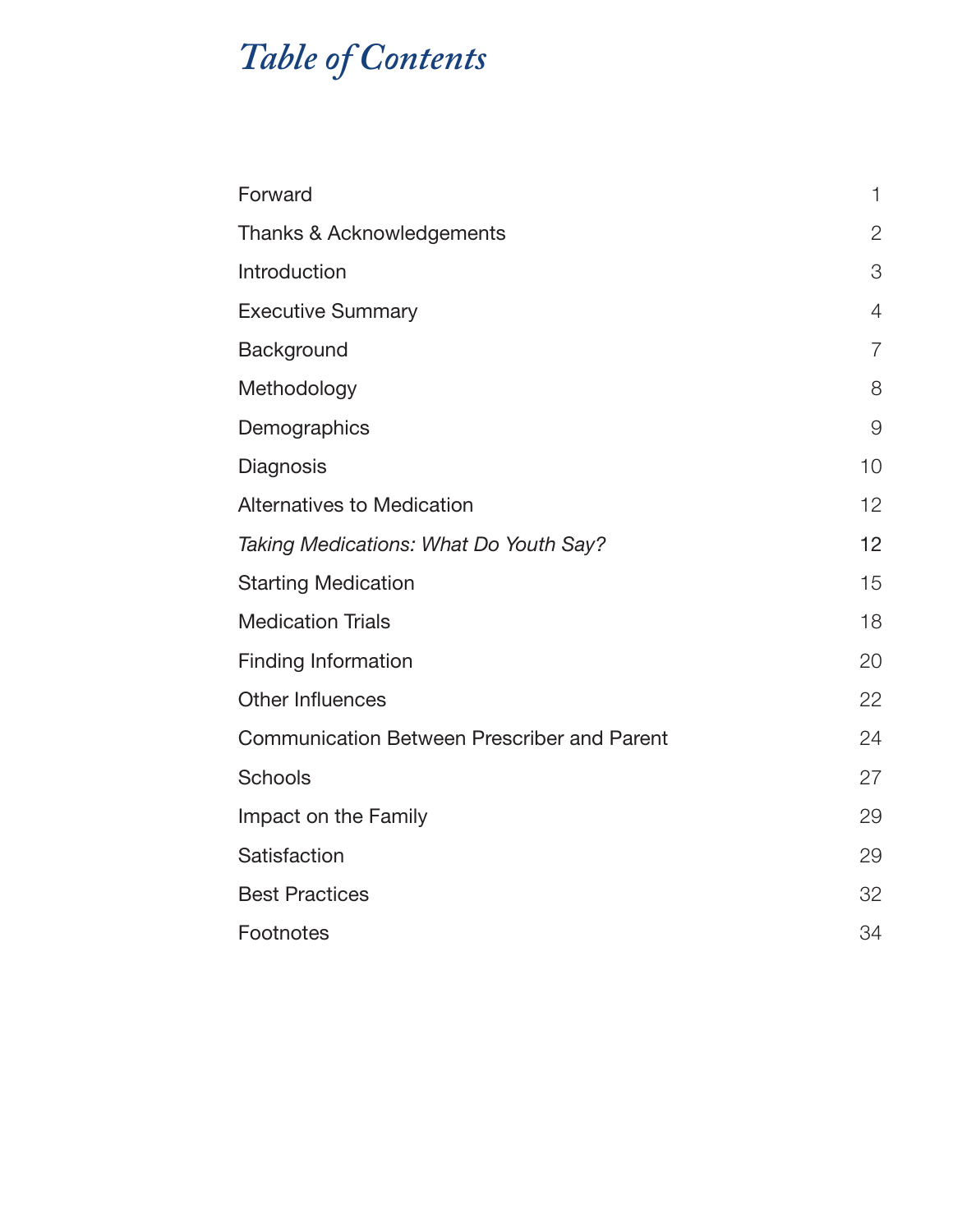# *Table of Contents*

| | |
|---|---|
| Forward | 1 |
| Thanks & Acknowledgements | 2 |
| Introduction | 3 |
| Executive Summary | 4 |
| Background | 7 |
| Methodology | 8 |
| Demographics | 9 |
| Diagnosis | 10 |
| Alternatives to Medication | 12 |
| *Taking Medications: What Do Youth Say?* | 12 |
| Starting Medication | 15 |
| Medication Trials | 18 |
| Finding Information | 20 |
| Other Influences | 22 |
| Communication Between Prescriber and Parent | 24 |
| Schools | 27 |
| Impact on the Family | 29 |
| Satisfaction | 29 |
| Best Practices | 32 |
| Footnotes | 34 |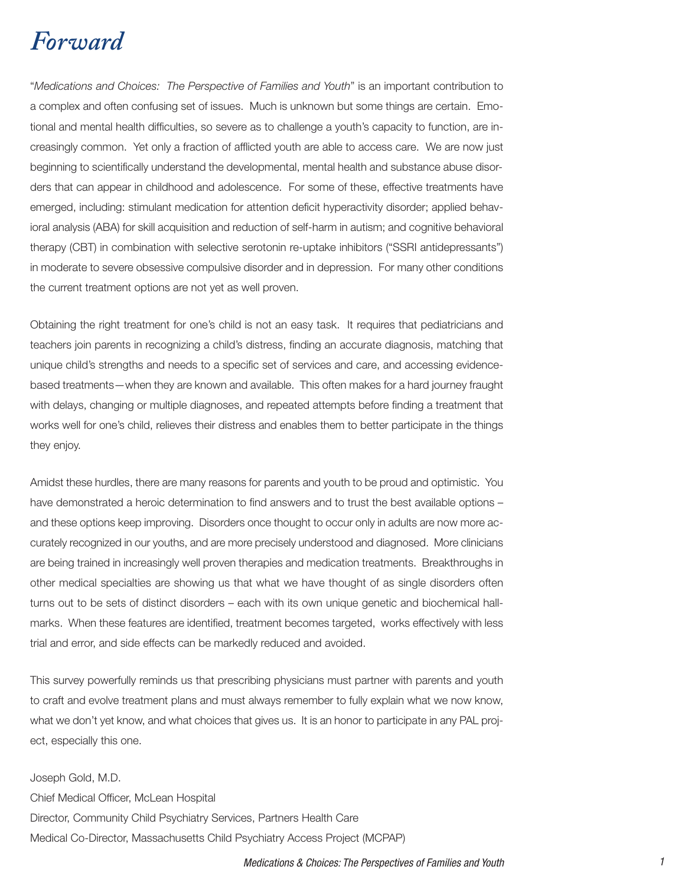# *Forward*

"*Medications and Choices: The Perspective of Families and Youth*" is an important contribution to a complex and often confusing set of issues. Much is unknown but some things are certain. Emotional and mental health difficulties, so severe as to challenge a youth's capacity to function, are increasingly common. Yet only a fraction of afflicted youth are able to access care. We are now just beginning to scientifically understand the developmental, mental health and substance abuse disorders that can appear in childhood and adolescence. For some of these, effective treatments have emerged, including: stimulant medication for attention deficit hyperactivity disorder; applied behavioral analysis (ABA) for skill acquisition and reduction of self-harm in autism; and cognitive behavioral therapy (CBT) in combination with selective serotonin re-uptake inhibitors ("SSRI antidepressants") in moderate to severe obsessive compulsive disorder and in depression. For many other conditions the current treatment options are not yet as well proven.

Obtaining the right treatment for one's child is not an easy task. It requires that pediatricians and teachers join parents in recognizing a child's distress, finding an accurate diagnosis, matching that unique child's strengths and needs to a specific set of services and care, and accessing evidence-based treatments—when they are known and available. This often makes for a hard journey fraught with delays, changing or multiple diagnoses, and repeated attempts before finding a treatment that works well for one's child, relieves their distress and enables them to better participate in the things they enjoy.

Amidst these hurdles, there are many reasons for parents and youth to be proud and optimistic. You have demonstrated a heroic determination to find answers and to trust the best available options – and these options keep improving. Disorders once thought to occur only in adults are now more accurately recognized in our youths, and are more precisely understood and diagnosed. More clinicians are being trained in increasingly well proven therapies and medication treatments. Breakthroughs in other medical specialties are showing us that what we have thought of as single disorders often turns out to be sets of distinct disorders – each with its own unique genetic and biochemical hallmarks. When these features are identified, treatment becomes targeted, works effectively with less trial and error, and side effects can be markedly reduced and avoided.

This survey powerfully reminds us that prescribing physicians must partner with parents and youth to craft and evolve treatment plans and must always remember to fully explain what we now know, what we don't yet know, and what choices that gives us. It is an honor to participate in any PAL project, especially this one.

Joseph Gold, M.D.
Chief Medical Officer, McLean Hospital
Director, Community Child Psychiatry Services, Partners Health Care
Medical Co-Director, Massachusetts Child Psychiatry Access Project (MCPAP)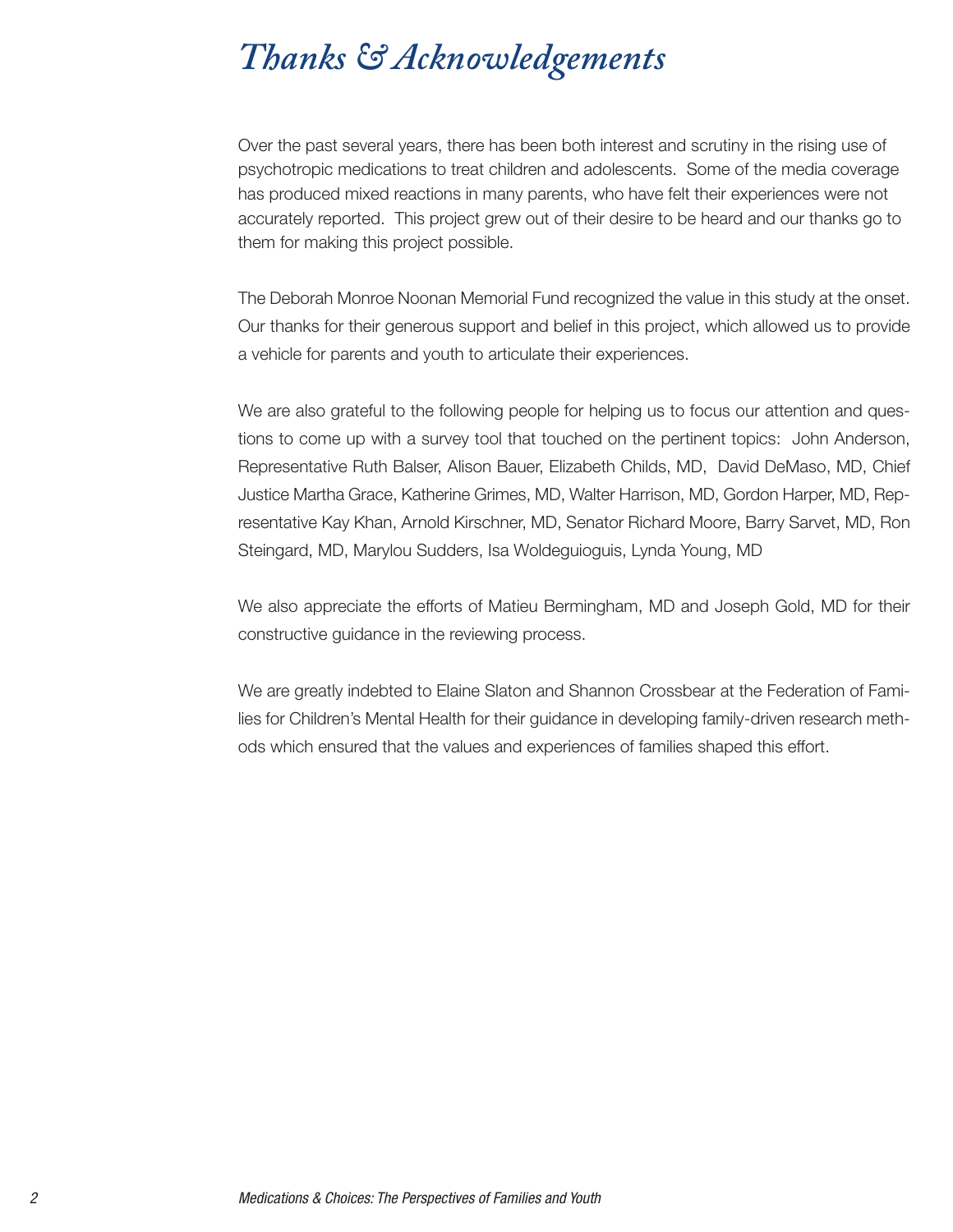# Thanks & Acknowledgements

Over the past several years, there has been both interest and scrutiny in the rising use of psychotropic medications to treat children and adolescents. Some of the media coverage has produced mixed reactions in many parents, who have felt their experiences were not accurately reported. This project grew out of their desire to be heard and our thanks go to them for making this project possible.

The Deborah Monroe Noonan Memorial Fund recognized the value in this study at the onset. Our thanks for their generous support and belief in this project, which allowed us to provide a vehicle for parents and youth to articulate their experiences.

We are also grateful to the following people for helping us to focus our attention and questions to come up with a survey tool that touched on the pertinent topics: John Anderson, Representative Ruth Balser, Alison Bauer, Elizabeth Childs, MD, David DeMaso, MD, Chief Justice Martha Grace, Katherine Grimes, MD, Walter Harrison, MD, Gordon Harper, MD, Representative Kay Khan, Arnold Kirschner, MD, Senator Richard Moore, Barry Sarvet, MD, Ron Steingard, MD, Marylou Sudders, Isa Woldeguioguis, Lynda Young, MD

We also appreciate the efforts of Matieu Bermingham, MD and Joseph Gold, MD for their constructive guidance in the reviewing process.

We are greatly indebted to Elaine Slaton and Shannon Crossbear at the Federation of Families for Children's Mental Health for their guidance in developing family-driven research methods which ensured that the values and experiences of families shaped this effort.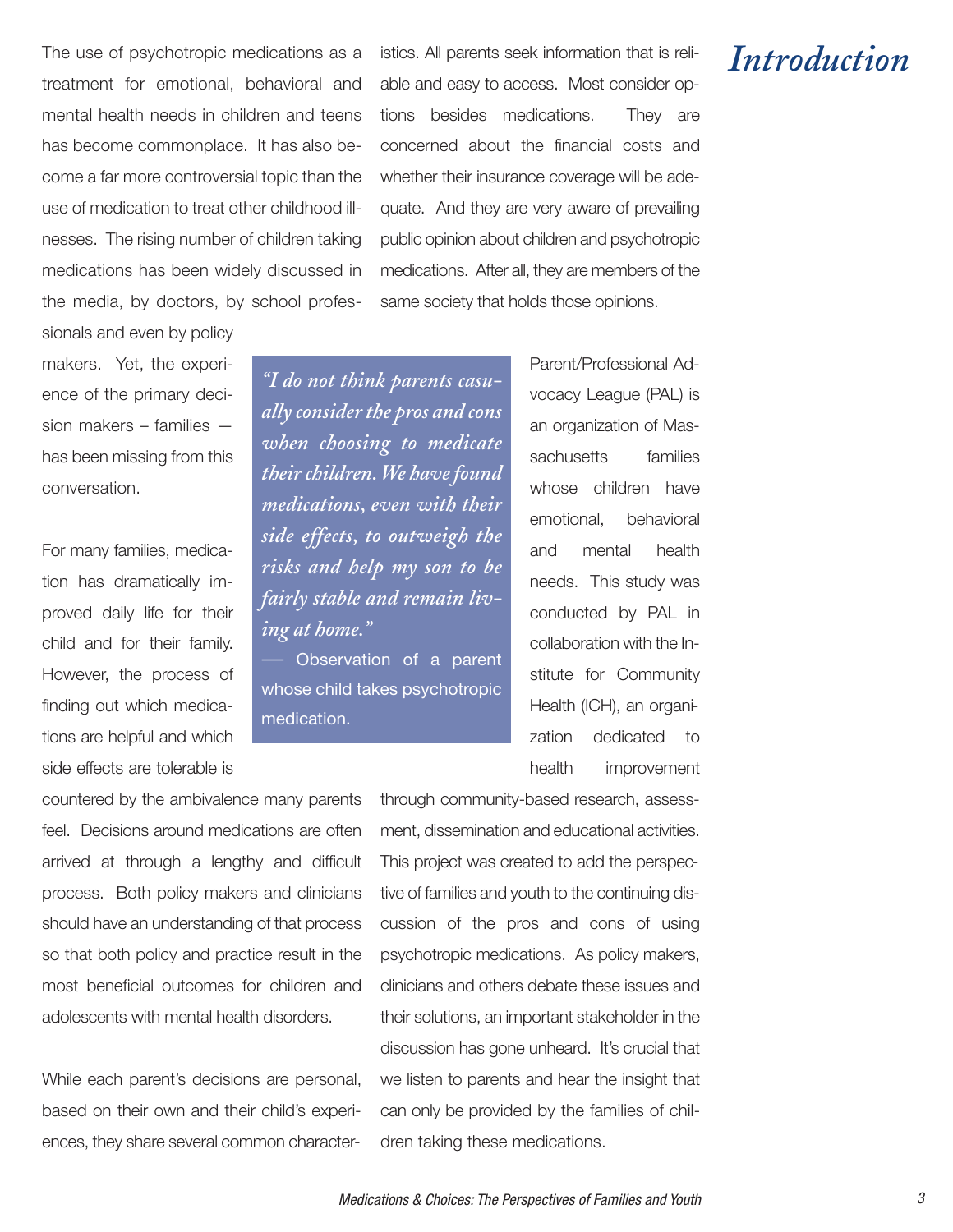# Introduction

The use of psychotropic medications as a treatment for emotional, behavioral and mental health needs in children and teens has become commonplace. It has also become a far more controversial topic than the use of medication to treat other childhood illnesses. The rising number of children taking medications has been widely discussed in the media, by doctors, by school professionals and even by policy makers. Yet, the experience of the primary decision makers – families — has been missing from this conversation.

For many families, medication has dramatically improved daily life for their child and for their family. However, the process of finding out which medications are helpful and which side effects are tolerable is countered by the ambivalence many parents feel. Decisions around medications are often arrived at through a lengthy and difficult process. Both policy makers and clinicians should have an understanding of that process so that both policy and practice result in the most beneficial outcomes for children and adolescents with mental health disorders.

While each parent's decisions are personal, based on their own and their child's experiences, they share several common characteristics. All parents seek information that is reliable and easy to access. Most consider options besides medications. They are concerned about the financial costs and whether their insurance coverage will be adequate. And they are very aware of prevailing public opinion about children and psychotropic medications. After all, they are members of the same society that holds those opinions.

> *"I do not think parents casually consider the pros and cons when choosing to medicate their children. We have found medications, even with their side effects, to outweigh the risks and help my son to be fairly stable and remain living at home."*
> — Observation of a parent whose child takes psychotropic medication.

Parent/Professional Advocacy League (PAL) is an organization of Massachusetts families whose children have emotional, behavioral and mental health needs. This study was conducted by PAL in collaboration with the Institute for Community Health (ICH), an organization dedicated to health improvement through community-based research, assessment, dissemination and educational activities. This project was created to add the perspective of families and youth to the continuing discussion of the pros and cons of using psychotropic medications. As policy makers, clinicians and others debate these issues and their solutions, an important stakeholder in the discussion has gone unheard. It's crucial that we listen to parents and hear the insight that can only be provided by the families of children taking these medications.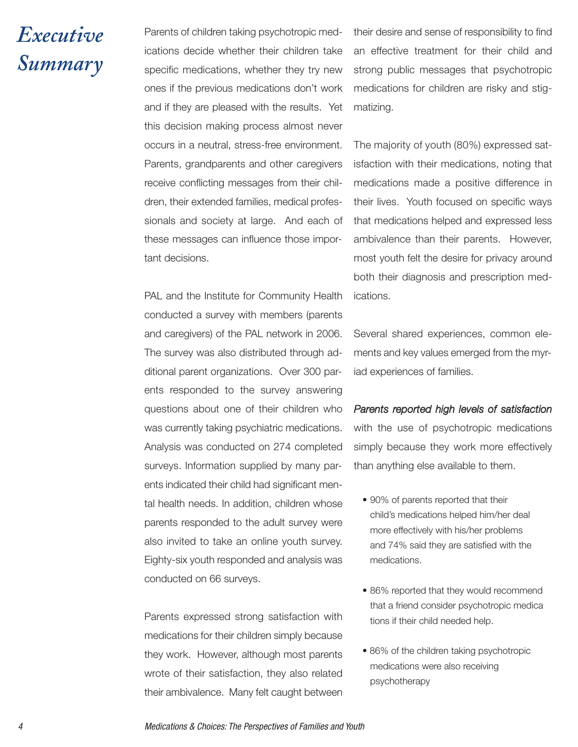# Executive Summary

Parents of children taking psychotropic medications decide whether their children take specific medications, whether they try new ones if the previous medications don't work and if they are pleased with the results. Yet this decision making process almost never occurs in a neutral, stress-free environment. Parents, grandparents and other caregivers receive conflicting messages from their children, their extended families, medical professionals and society at large. And each of these messages can influence those important decisions.

PAL and the Institute for Community Health conducted a survey with members (parents and caregivers) of the PAL network in 2006. The survey was also distributed through additional parent organizations. Over 300 parents responded to the survey answering questions about one of their children who was currently taking psychiatric medications. Analysis was conducted on 274 completed surveys. Information supplied by many parents indicated their child had significant mental health needs. In addition, children whose parents responded to the adult survey were also invited to take an online youth survey. Eighty-six youth responded and analysis was conducted on 66 surveys.

Parents expressed strong satisfaction with medications for their children simply because they work. However, although most parents wrote of their satisfaction, they also related their ambivalence. Many felt caught between their desire and sense of responsibility to find an effective treatment for their child and strong public messages that psychotropic medications for children are risky and stigmatizing.

The majority of youth (80%) expressed satisfaction with their medications, noting that medications made a positive difference in their lives. Youth focused on specific ways that medications helped and expressed less ambivalence than their parents. However, most youth felt the desire for privacy around both their diagnosis and prescription medications.

Several shared experiences, common elements and key values emerged from the myriad experiences of families.

*Parents reported high levels of satisfaction* with the use of psychotropic medications simply because they work more effectively than anything else available to them.

- 90% of parents reported that their child's medications helped him/her deal more effectively with his/her problems and 74% said they are satisfied with the medications.
- 86% reported that they would recommend that a friend consider psychotropic medications if their child needed help.
- 86% of the children taking psychotropic medications were also receiving psychotherapy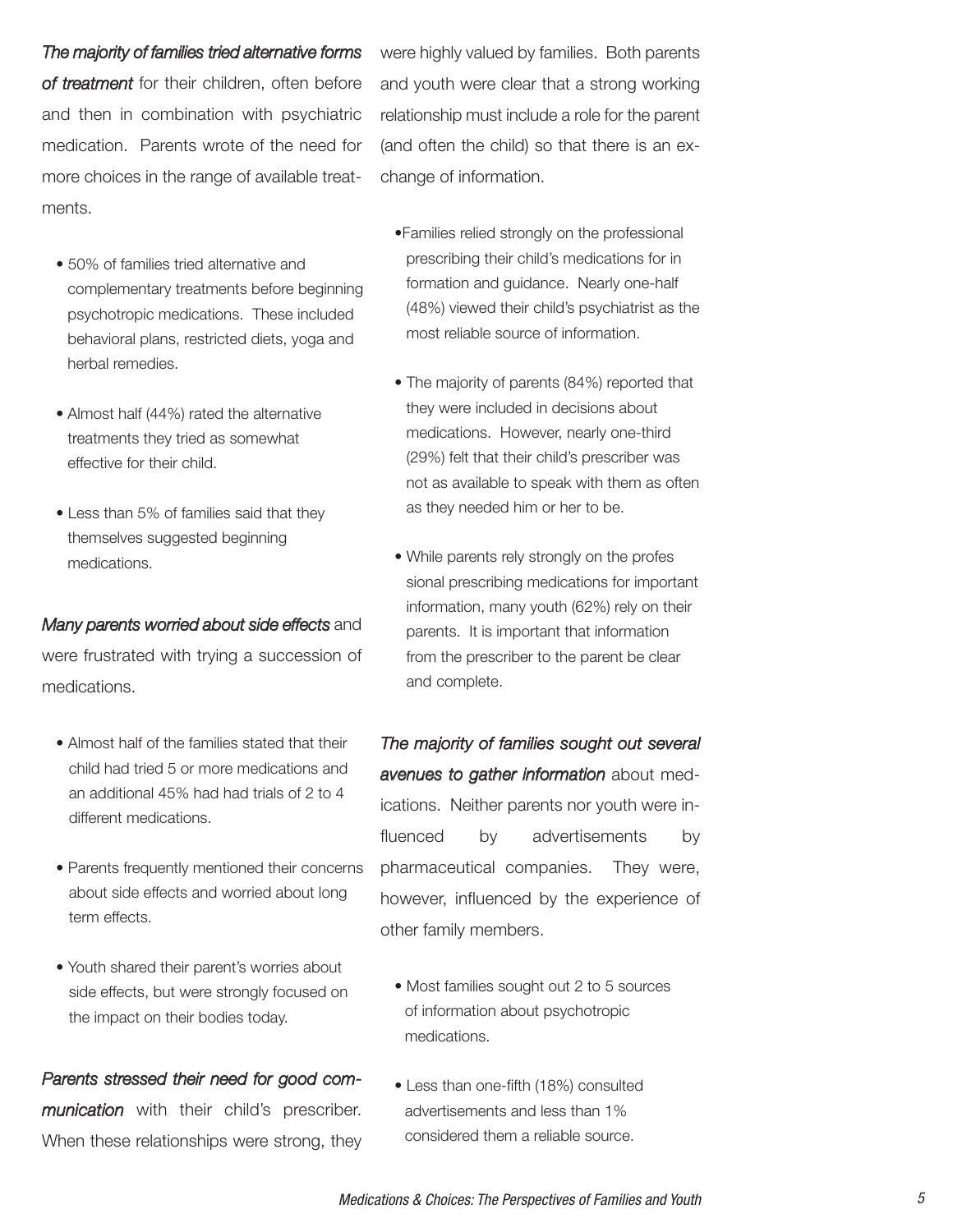***The majority of families tried alternative forms of treatment*** for their children, often before and then in combination with psychiatric medication. Parents wrote of the need for more choices in the range of available treatments.

- 50% of families tried alternative and complementary treatments before beginning psychotropic medications. These included behavioral plans, restricted diets, yoga and herbal remedies.
- Almost half (44%) rated the alternative treatments they tried as somewhat effective for their child.
- Less than 5% of families said that they themselves suggested beginning medications.

***Many parents worried about side effects*** and were frustrated with trying a succession of medications.

- Almost half of the families stated that their child had tried 5 or more medications and an additional 45% had had trials of 2 to 4 different medications.
- Parents frequently mentioned their concerns about side effects and worried about long term effects.
- Youth shared their parent's worries about side effects, but were strongly focused on the impact on their bodies today.

***Parents stressed their need for good communication*** with their child's prescriber. When these relationships were strong, they were highly valued by families. Both parents and youth were clear that a strong working relationship must include a role for the parent (and often the child) so that there is an exchange of information.

- Families relied strongly on the professional prescribing their child's medications for information and guidance. Nearly one-half (48%) viewed their child's psychiatrist as the most reliable source of information.
- The majority of parents (84%) reported that they were included in decisions about medications. However, nearly one-third (29%) felt that their child's prescriber was not as available to speak with them as often as they needed him or her to be.
- While parents rely strongly on the professional prescribing medications for important information, many youth (62%) rely on their parents. It is important that information from the prescriber to the parent be clear and complete.

***The majority of families sought out several avenues to gather information*** about medications. Neither parents nor youth were influenced by advertisements by pharmaceutical companies. They were, however, influenced by the experience of other family members.

- Most families sought out 2 to 5 sources of information about psychotropic medications.
- Less than one-fifth (18%) consulted advertisements and less than 1% considered them a reliable source.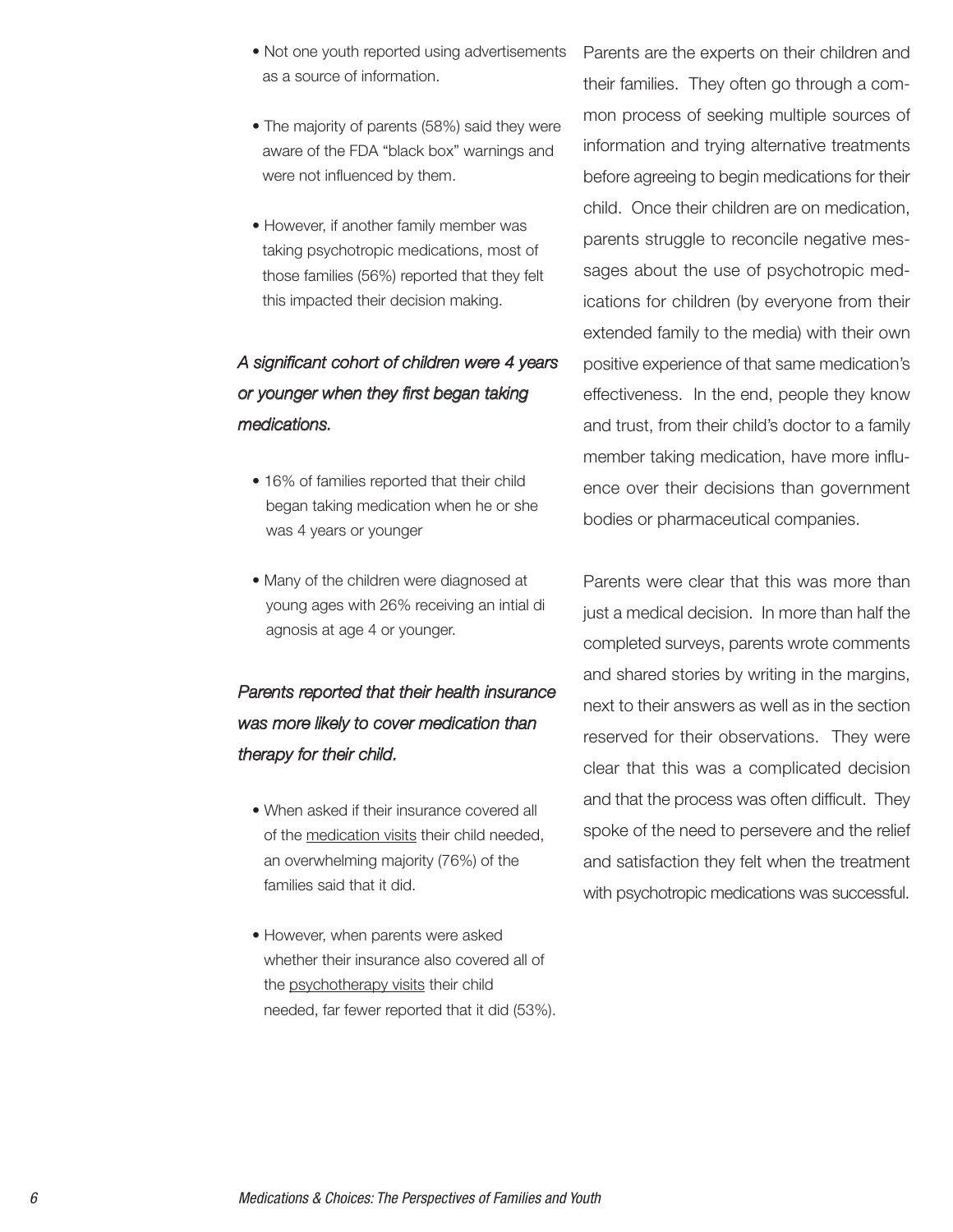- Not one youth reported using advertisements as a source of information.
- The majority of parents (58%) said they were aware of the FDA "black box" warnings and were not influenced by them.
- However, if another family member was taking psychotropic medications, most of those families (56%) reported that they felt this impacted their decision making.

*A significant cohort of children were 4 years or younger when they first began taking medications.*

- 16% of families reported that their child began taking medication when he or she was 4 years or younger
- Many of the children were diagnosed at young ages with 26% receiving an intial di agnosis at age 4 or younger.

*Parents reported that their health insurance was more likely to cover medication than therapy for their child.*

- When asked if their insurance covered all of the medication visits their child needed, an overwhelming majority (76%) of the families said that it did.
- However, when parents were asked whether their insurance also covered all of the psychotherapy visits their child needed, far fewer reported that it did (53%).

Parents are the experts on their children and their families. They often go through a common process of seeking multiple sources of information and trying alternative treatments before agreeing to begin medications for their child. Once their children are on medication, parents struggle to reconcile negative messages about the use of psychotropic medications for children (by everyone from their extended family to the media) with their own positive experience of that same medication's effectiveness. In the end, people they know and trust, from their child's doctor to a family member taking medication, have more influence over their decisions than government bodies or pharmaceutical companies.

Parents were clear that this was more than just a medical decision. In more than half the completed surveys, parents wrote comments and shared stories by writing in the margins, next to their answers as well as in the section reserved for their observations. They were clear that this was a complicated decision and that the process was often difficult. They spoke of the need to persevere and the relief and satisfaction they felt when the treatment with psychotropic medications was successful.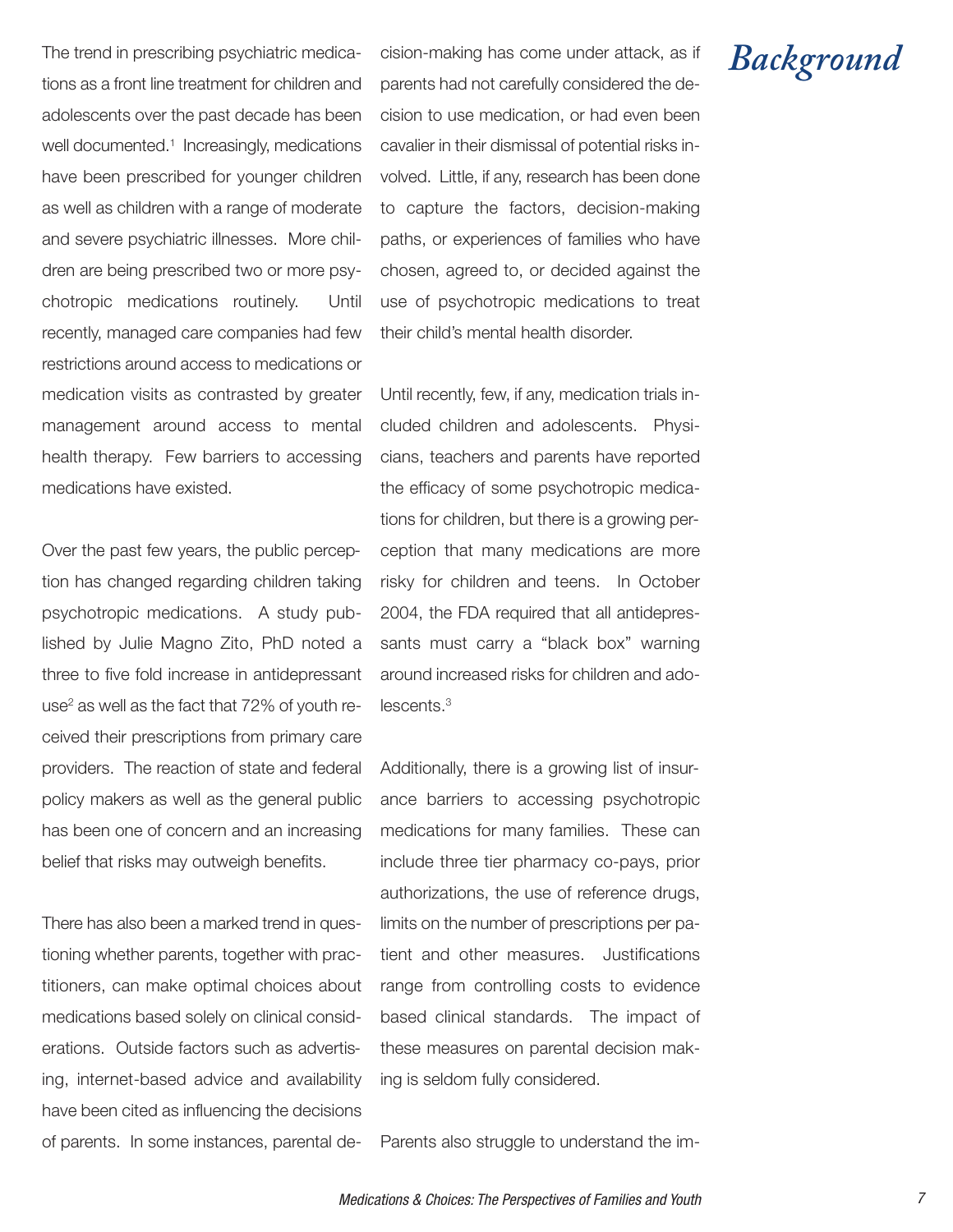# Background

The trend in prescribing psychiatric medications as a front line treatment for children and adolescents over the past decade has been well documented.[1] Increasingly, medications have been prescribed for younger children as well as children with a range of moderate and severe psychiatric illnesses. More children are being prescribed two or more psychotropic medications routinely. Until recently, managed care companies had few restrictions around access to medications or medication visits as contrasted by greater management around access to mental health therapy. Few barriers to accessing medications have existed.

Over the past few years, the public perception has changed regarding children taking psychotropic medications. A study published by Julie Magno Zito, PhD noted a three to five fold increase in antidepressant use[2] as well as the fact that 72% of youth received their prescriptions from primary care providers. The reaction of state and federal policy makers as well as the general public has been one of concern and an increasing belief that risks may outweigh benefits.

There has also been a marked trend in questioning whether parents, together with practitioners, can make optimal choices about medications based solely on clinical considerations. Outside factors such as advertising, internet-based advice and availability have been cited as influencing the decisions of parents. In some instances, parental decision-making has come under attack, as if parents had not carefully considered the decision to use medication, or had even been cavalier in their dismissal of potential risks involved. Little, if any, research has been done to capture the factors, decision-making paths, or experiences of families who have chosen, agreed to, or decided against the use of psychotropic medications to treat their child's mental health disorder.

Until recently, few, if any, medication trials included children and adolescents. Physicians, teachers and parents have reported the efficacy of some psychotropic medications for children, but there is a growing perception that many medications are more risky for children and teens. In October 2004, the FDA required that all antidepressants must carry a "black box" warning around increased risks for children and adolescents.[3]

Additionally, there is a growing list of insurance barriers to accessing psychotropic medications for many families. These can include three tier pharmacy co-pays, prior authorizations, the use of reference drugs, limits on the number of prescriptions per patient and other measures. Justifications range from controlling costs to evidence based clinical standards. The impact of these measures on parental decision making is seldom fully considered.

Parents also struggle to understand the im-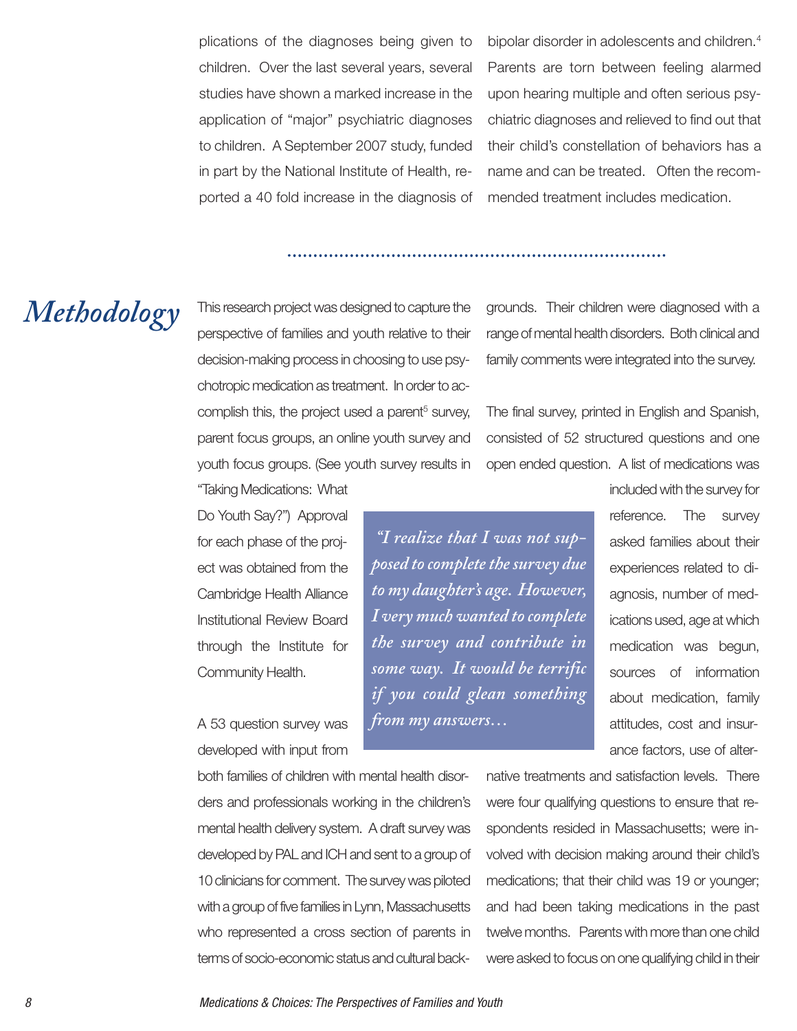plications of the diagnoses being given to children. Over the last several years, several studies have shown a marked increase in the application of "major" psychiatric diagnoses to children. A September 2007 study, funded in part by the National Institute of Health, reported a 40 fold increase in the diagnosis of bipolar disorder in adolescents and children.[4] Parents are torn between feeling alarmed upon hearing multiple and often serious psychiatric diagnoses and relieved to find out that their child's constellation of behaviors has a name and can be treated. Often the recommended treatment includes medication.

## Methodology

This research project was designed to capture the perspective of families and youth relative to their decision-making process in choosing to use psychotropic medication as treatment. In order to accomplish this, the project used a parent[5] survey, parent focus groups, an online youth survey and youth focus groups. (See youth survey results in "Taking Medications: What Do Youth Say?") Approval for each phase of the project was obtained from the Cambridge Health Alliance Institutional Review Board through the Institute for Community Health.

A 53 question survey was developed with input from both families of children with mental health disorders and professionals working in the children's mental health delivery system. A draft survey was developed by PAL and ICH and sent to a group of 10 clinicians for comment. The survey was piloted with a group of five families in Lynn, Massachusetts who represented a cross section of parents in terms of socio-economic status and cultural backgrounds. Their children were diagnosed with a range of mental health disorders. Both clinical and family comments were integrated into the survey.

> *"I realize that I was not supposed to complete the survey due to my daughter's age. However, I very much wanted to complete the survey and contribute in some way. It would be terrific if you could glean something from my answers…*

The final survey, printed in English and Spanish, consisted of 52 structured questions and one open ended question. A list of medications was included with the survey for reference. The survey asked families about their experiences related to diagnosis, number of medications used, age at which medication was begun, sources of information about medication, family attitudes, cost and insurance factors, use of alternative treatments and satisfaction levels. There were four qualifying questions to ensure that respondents resided in Massachusetts; were involved with decision making around their child's medications; that their child was 19 or younger; and had been taking medications in the past twelve months. Parents with more than one child were asked to focus on one qualifying child in their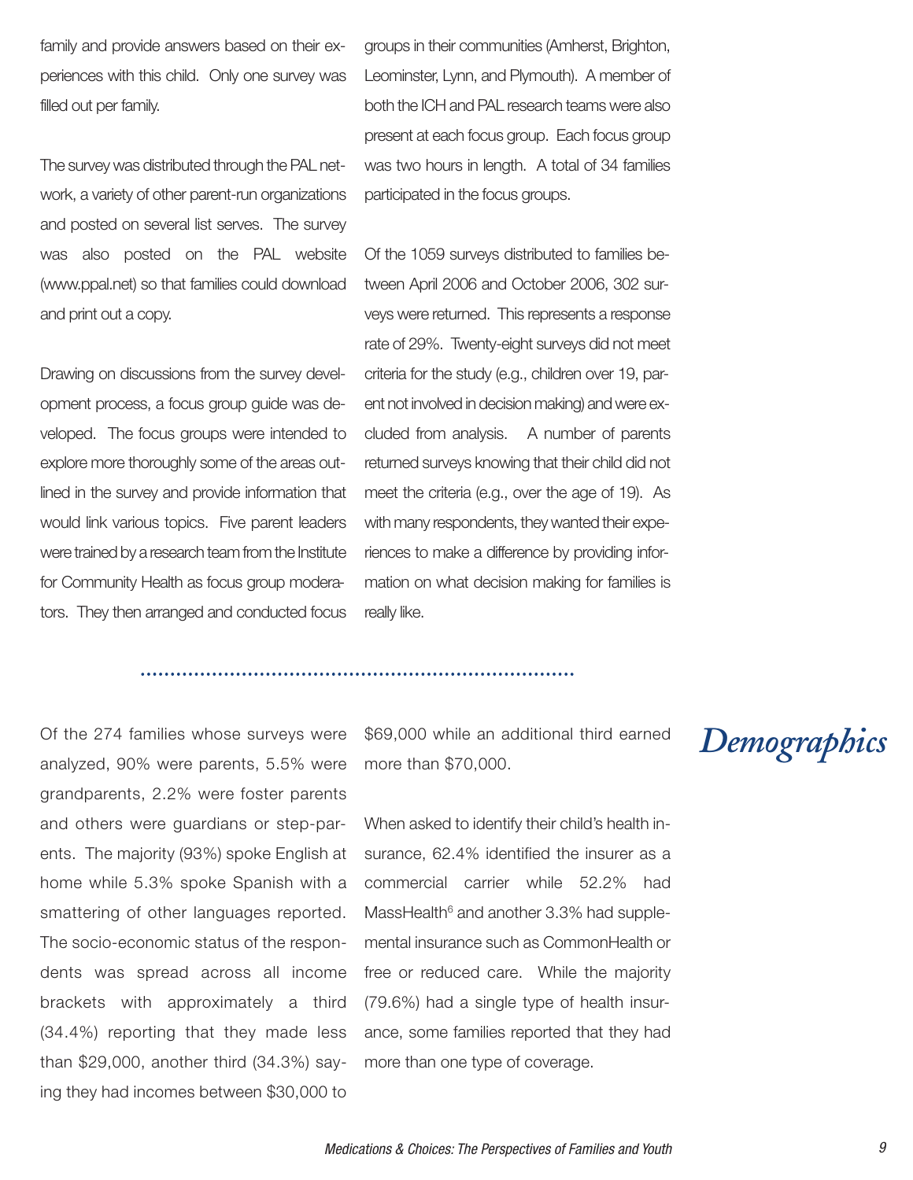family and provide answers based on their experiences with this child. Only one survey was filled out per family.

The survey was distributed through the PAL network, a variety of other parent-run organizations and posted on several list serves. The survey was also posted on the PAL website (www.ppal.net) so that families could download and print out a copy.

Drawing on discussions from the survey development process, a focus group guide was developed. The focus groups were intended to explore more thoroughly some of the areas outlined in the survey and provide information that would link various topics. Five parent leaders were trained by a research team from the Institute for Community Health as focus group moderators. They then arranged and conducted focus groups in their communities (Amherst, Brighton, Leominster, Lynn, and Plymouth). A member of both the ICH and PAL research teams were also present at each focus group. Each focus group was two hours in length. A total of 34 families participated in the focus groups.

Of the 1059 surveys distributed to families between April 2006 and October 2006, 302 surveys were returned. This represents a response rate of 29%. Twenty-eight surveys did not meet criteria for the study (e.g., children over 19, parent not involved in decision making) and were excluded from analysis. A number of parents returned surveys knowing that their child did not meet the criteria (e.g., over the age of 19). As with many respondents, they wanted their experiences to make a difference by providing information on what decision making for families is really like.

## *Demographics*

Of the 274 families whose surveys were analyzed, 90% were parents, 5.5% were grandparents, 2.2% were foster parents and others were guardians or step-parents. The majority (93%) spoke English at home while 5.3% spoke Spanish with a smattering of other languages reported. The socio-economic status of the respondents was spread across all income brackets with approximately a third (34.4%) reporting that they made less than $29,000, another third (34.3%) saying they had incomes between $30,000 to $69,000 while an additional third earned more than $70,000.

When asked to identify their child's health insurance, 62.4% identified the insurer as a commercial carrier while 52.2% had MassHealth[6] and another 3.3% had supplemental insurance such as CommonHealth or free or reduced care. While the majority (79.6%) had a single type of health insurance, some families reported that they had more than one type of coverage.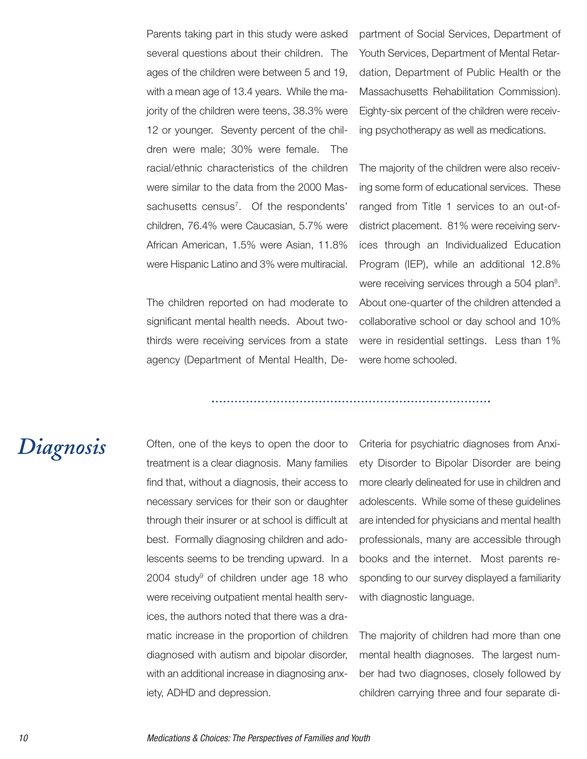Parents taking part in this study were asked several questions about their children. The ages of the children were between 5 and 19, with a mean age of 13.4 years. While the majority of the children were teens, 38.3% were 12 or younger. Seventy percent of the children were male; 30% were female. The racial/ethnic characteristics of the children were similar to the data from the 2000 Massachusetts census[7]. Of the respondents' children, 76.4% were Caucasian, 5.7% were African American, 1.5% were Asian, 11.8% were Hispanic Latino and 3% were multiracial.

The children reported on had moderate to significant mental health needs. About two-thirds were receiving services from a state agency (Department of Mental Health, Department of Social Services, Department of Youth Services, Department of Mental Retardation, Department of Public Health or the Massachusetts Rehabilitation Commission). Eighty-six percent of the children were receiving psychotherapy as well as medications.

The majority of the children were also receiving some form of educational services. These ranged from Title 1 services to an out-of-district placement. 81% were receiving services through an Individualized Education Program (IEP), while an additional 12.8% were receiving services through a 504 plan[8]. About one-quarter of the children attended a collaborative school or day school and 10% were in residential settings. Less than 1% were home schooled.

# *Diagnosis*

Often, one of the keys to open the door to treatment is a clear diagnosis. Many families find that, without a diagnosis, their access to necessary services for their son or daughter through their insurer or at school is difficult at best. Formally diagnosing children and adolescents seems to be trending upward. In a 2004 study[9] of children under age 18 who were receiving outpatient mental health services, the authors noted that there was a dramatic increase in the proportion of children diagnosed with autism and bipolar disorder, with an additional increase in diagnosing anxiety, ADHD and depression.

Criteria for psychiatric diagnoses from Anxiety Disorder to Bipolar Disorder are being more clearly delineated for use in children and adolescents. While some of these guidelines are intended for physicians and mental health professionals, many are accessible through books and the internet. Most parents responding to our survey displayed a familiarity with diagnostic language.

The majority of children had more than one mental health diagnoses. The largest number had two diagnoses, closely followed by children carrying three and four separate di-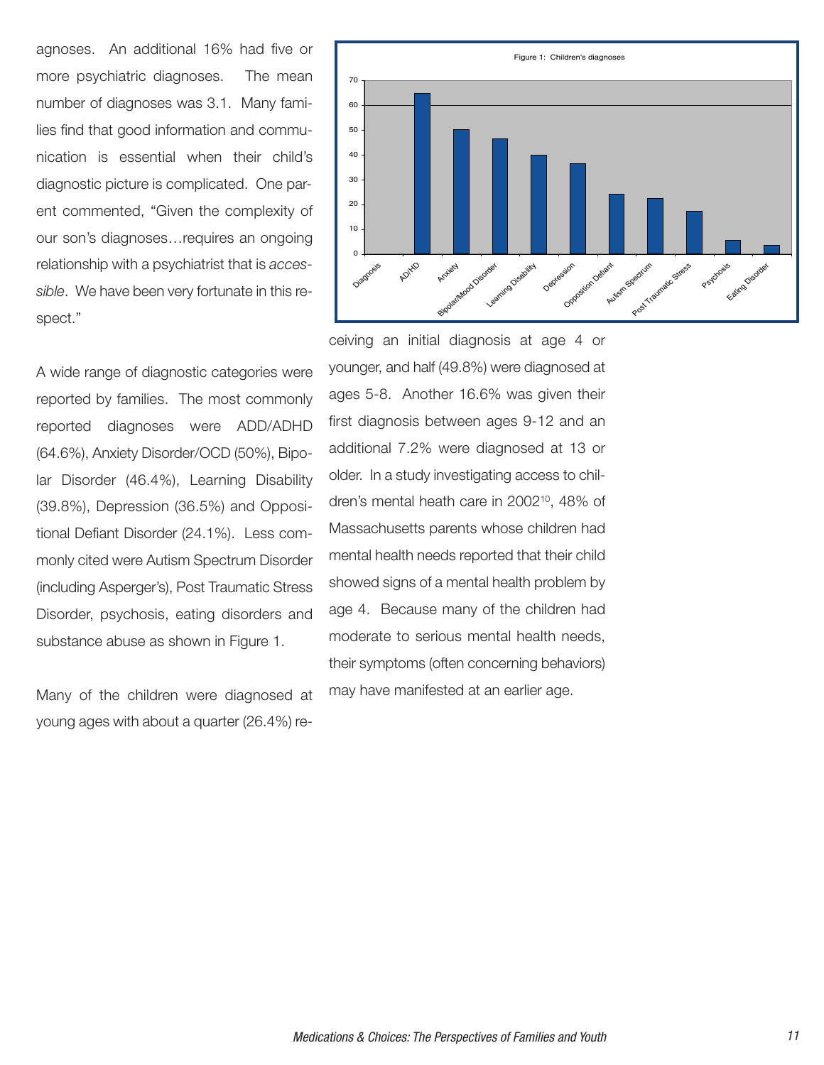agnoses. An additional 16% had five or more psychiatric diagnoses. The mean number of diagnoses was 3.1. Many families find that good information and communication is essential when their child's diagnostic picture is complicated. One parent commented, "Given the complexity of our son's diagnoses…requires an ongoing relationship with a psychiatrist that is *accessible*. We have been very fortunate in this respect."

A wide range of diagnostic categories were reported by families. The most commonly reported diagnoses were ADD/ADHD (64.6%), Anxiety Disorder/OCD (50%), Bipolar Disorder (46.4%), Learning Disability (39.8%), Depression (36.5%) and Oppositional Defiant Disorder (24.1%). Less commonly cited were Autism Spectrum Disorder (including Asperger's), Post Traumatic Stress Disorder, psychosis, eating disorders and substance abuse as shown in Figure 1.

Figure 1: Children's diagnoses

| Diagnosis | Value |
|---|---|
| AD/HD | 64.6 |
| Anxiety | 50 |
| Bipolar/Mood Disorder | 46.4 |
| Learning Disability | 39.8 |
| Depression | 36.5 |
| Opposition Defiant | 24.1 |
| Autism Spectrum | ~22 |
| Post Traumatic Stress | ~17 |
| Psychosis | ~5 |
| Eating Disorder | ~3 |

Many of the children were diagnosed at young ages with about a quarter (26.4%) receiving an initial diagnosis at age 4 or younger, and half (49.8%) were diagnosed at ages 5-8. Another 16.6% was given their first diagnosis between ages 9-12 and an additional 7.2% were diagnosed at 13 or older. In a study investigating access to children's mental heath care in 2002[10], 48% of Massachusetts parents whose children had mental health needs reported that their child showed signs of a mental health problem by age 4. Because many of the children had moderate to serious mental health needs, their symptoms (often concerning behaviors) may have manifested at an earlier age.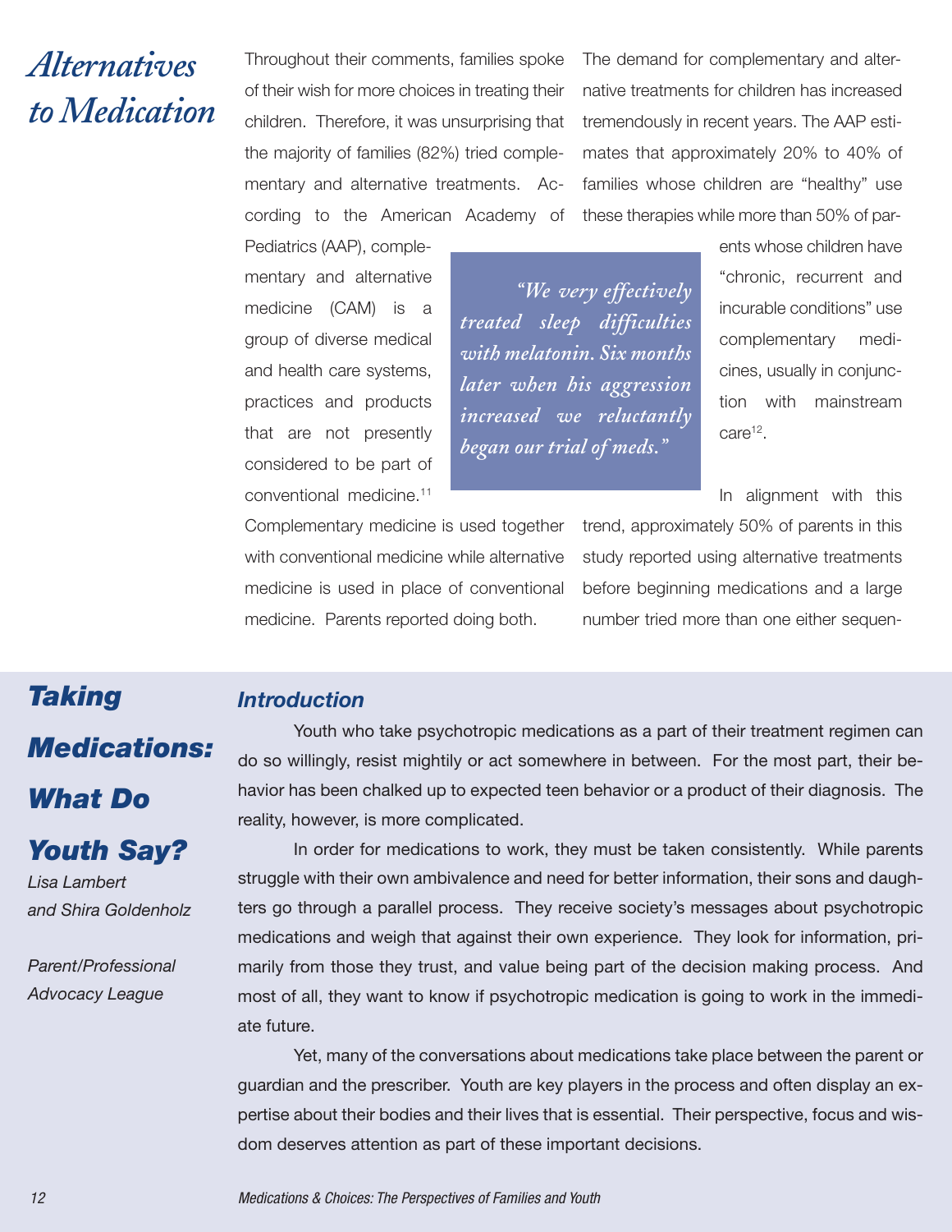## Alternatives to Medication

Throughout their comments, families spoke of their wish for more choices in treating their children. Therefore, it was unsurprising that the majority of families (82%) tried complementary and alternative treatments. According to the American Academy of Pediatrics (AAP), complementary and alternative medicine (CAM) is a group of diverse medical and health care systems, practices and products that are not presently considered to be part of conventional medicine.[11] Complementary medicine is used together with conventional medicine while alternative medicine is used in place of conventional medicine. Parents reported doing both.

> *"We very effectively treated sleep difficulties with melatonin. Six months later when his aggression increased we reluctantly began our trial of meds."*

The demand for complementary and alternative treatments for children has increased tremendously in recent years. The AAP estimates that approximately 20% to 40% of families whose children are "healthy" use these therapies while more than 50% of parents whose children have "chronic, recurrent and incurable conditions" use complementary medicines, usually in conjunction with mainstream care[12].

In alignment with this trend, approximately 50% of parents in this study reported using alternative treatments before beginning medications and a large number tried more than one either sequen-

## Taking Medications: What Do Youth Say?

*Lisa Lambert and Shira Goldenholz*

*Parent/Professional Advocacy League*

### *Introduction*

Youth who take psychotropic medications as a part of their treatment regimen can do so willingly, resist mightily or act somewhere in between. For the most part, their behavior has been chalked up to expected teen behavior or a product of their diagnosis. The reality, however, is more complicated.

In order for medications to work, they must be taken consistently. While parents struggle with their own ambivalence and need for better information, their sons and daughters go through a parallel process. They receive society's messages about psychotropic medications and weigh that against their own experience. They look for information, primarily from those they trust, and value being part of the decision making process. And most of all, they want to know if psychotropic medication is going to work in the immediate future.

Yet, many of the conversations about medications take place between the parent or guardian and the prescriber. Youth are key players in the process and often display an expertise about their bodies and their lives that is essential. Their perspective, focus and wisdom deserves attention as part of these important decisions.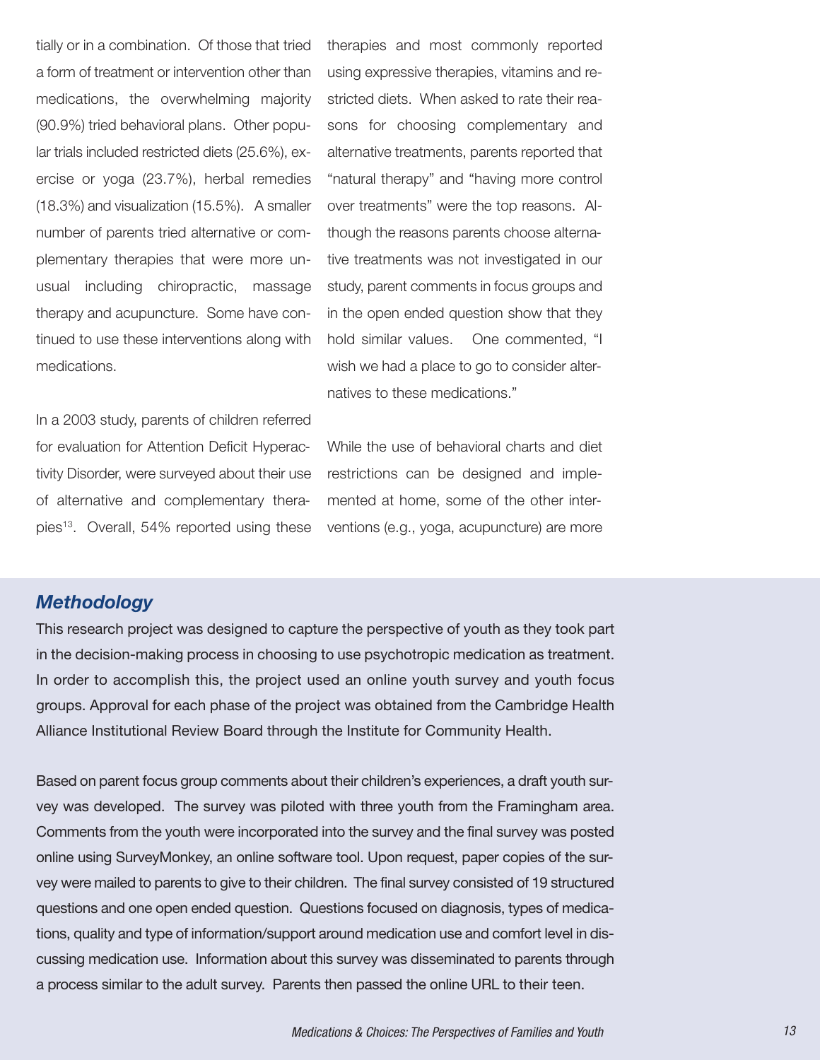tially or in a combination. Of those that tried a form of treatment or intervention other than medications, the overwhelming majority (90.9%) tried behavioral plans. Other popular trials included restricted diets (25.6%), exercise or yoga (23.7%), herbal remedies (18.3%) and visualization (15.5%). A smaller number of parents tried alternative or complementary therapies that were more unusual including chiropractic, massage therapy and acupuncture. Some have continued to use these interventions along with medications.

In a 2003 study, parents of children referred for evaluation for Attention Deficit Hyperactivity Disorder, were surveyed about their use of alternative and complementary therapies[13]. Overall, 54% reported using these therapies and most commonly reported using expressive therapies, vitamins and restricted diets. When asked to rate their reasons for choosing complementary and alternative treatments, parents reported that "natural therapy" and "having more control over treatments" were the top reasons. Although the reasons parents choose alternative treatments was not investigated in our study, parent comments in focus groups and in the open ended question show that they hold similar values. One commented, "I wish we had a place to go to consider alternatives to these medications."

While the use of behavioral charts and diet restrictions can be designed and implemented at home, some of the other interventions (e.g., yoga, acupuncture) are more

## *Methodology*

This research project was designed to capture the perspective of youth as they took part in the decision-making process in choosing to use psychotropic medication as treatment. In order to accomplish this, the project used an online youth survey and youth focus groups. Approval for each phase of the project was obtained from the Cambridge Health Alliance Institutional Review Board through the Institute for Community Health.

Based on parent focus group comments about their children's experiences, a draft youth survey was developed. The survey was piloted with three youth from the Framingham area. Comments from the youth were incorporated into the survey and the final survey was posted online using SurveyMonkey, an online software tool. Upon request, paper copies of the survey were mailed to parents to give to their children. The final survey consisted of 19 structured questions and one open ended question. Questions focused on diagnosis, types of medications, quality and type of information/support around medication use and comfort level in discussing medication use. Information about this survey was disseminated to parents through a process similar to the adult survey. Parents then passed the online URL to their teen.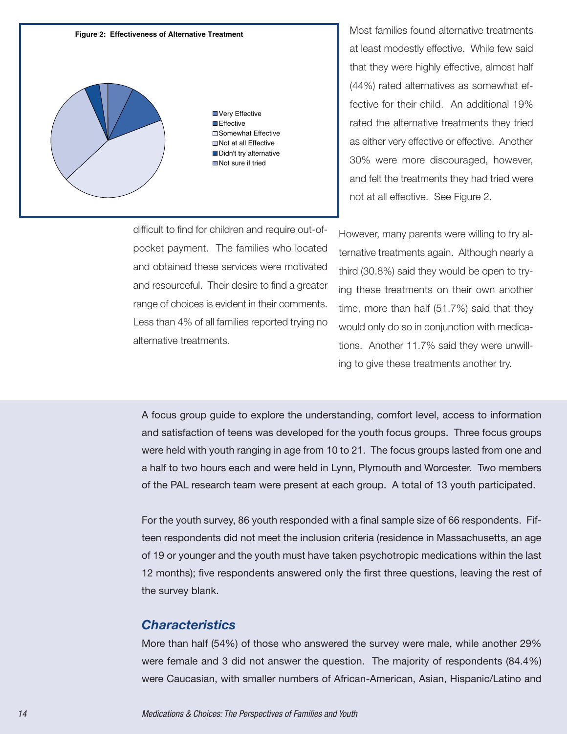**Figure 2: Effectiveness of Alternative Treatment**

- Very Effective
- Effective
- Somewhat Effective
- Not at all Effective
- Didn't try alternative
- Not sure if tried

Most families found alternative treatments at least modestly effective. While few said that they were highly effective, almost half (44%) rated alternatives as somewhat effective for their child. An additional 19% rated the alternative treatments they tried as either very effective or effective. Another 30% were more discouraged, however, and felt the treatments they had tried were not at all effective. See Figure 2.

difficult to find for children and require out-of-pocket payment. The families who located and obtained these services were motivated and resourceful. Their desire to find a greater range of choices is evident in their comments. Less than 4% of all families reported trying no alternative treatments.

However, many parents were willing to try alternative treatments again. Although nearly a third (30.8%) said they would be open to trying these treatments on their own another time, more than half (51.7%) said that they would only do so in conjunction with medications. Another 11.7% said they were unwilling to give these treatments another try.

A focus group guide to explore the understanding, comfort level, access to information and satisfaction of teens was developed for the youth focus groups. Three focus groups were held with youth ranging in age from 10 to 21. The focus groups lasted from one and a half to two hours each and were held in Lynn, Plymouth and Worcester. Two members of the PAL research team were present at each group. A total of 13 youth participated.

For the youth survey, 86 youth responded with a final sample size of 66 respondents. Fifteen respondents did not meet the inclusion criteria (residence in Massachusetts, an age of 19 or younger and the youth must have taken psychotropic medications within the last 12 months); five respondents answered only the first three questions, leaving the rest of the survey blank.

## *Characteristics*

More than half (54%) of those who answered the survey were male, while another 29% were female and 3 did not answer the question. The majority of respondents (84.4%) were Caucasian, with smaller numbers of African-American, Asian, Hispanic/Latino and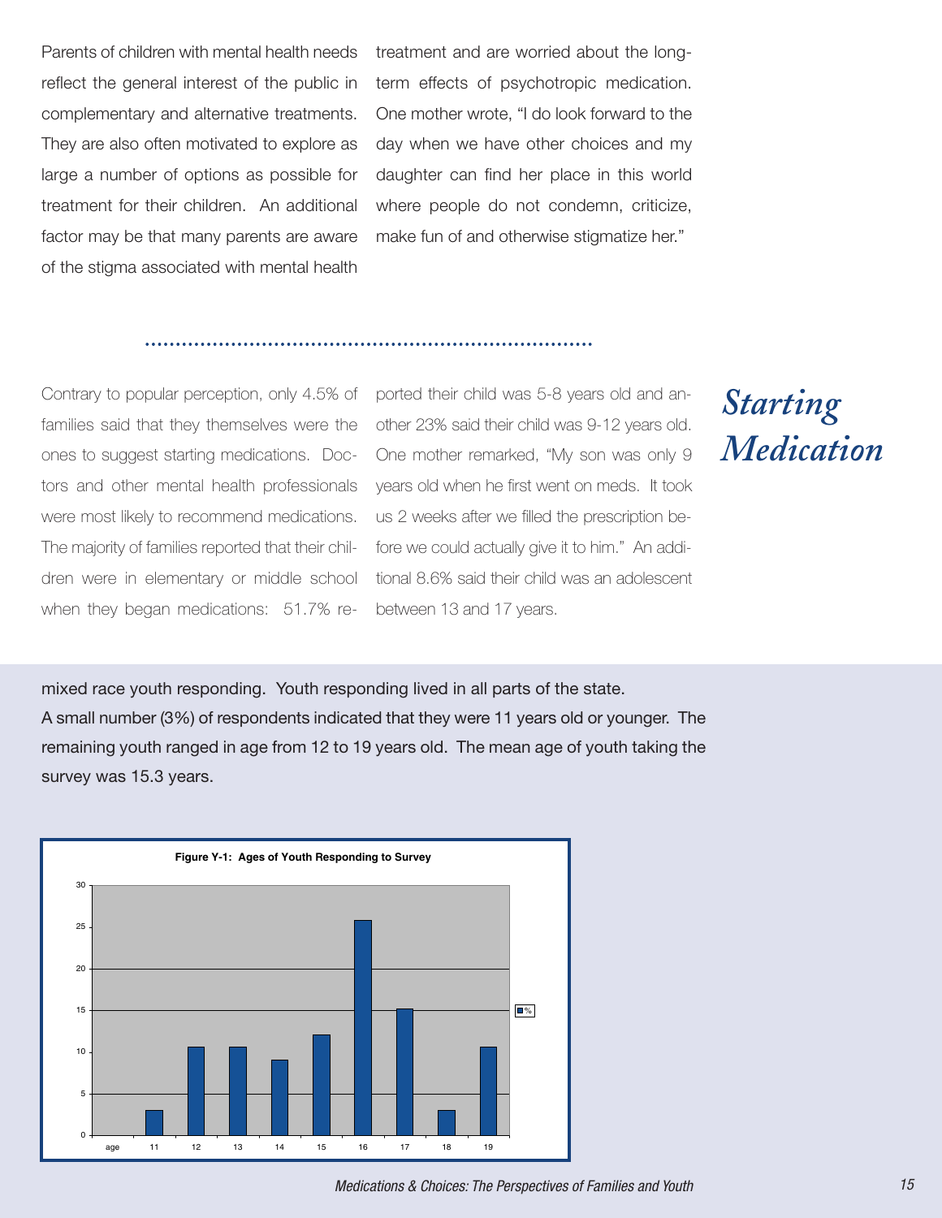Parents of children with mental health needs reflect the general interest of the public in complementary and alternative treatments. They are also often motivated to explore as large a number of options as possible for treatment for their children. An additional factor may be that many parents are aware of the stigma associated with mental health treatment and are worried about the long-term effects of psychotropic medication. One mother wrote, "I do look forward to the day when we have other choices and my daughter can find her place in this world where people do not condemn, criticize, make fun of and otherwise stigmatize her."

## *Starting Medication*

Contrary to popular perception, only 4.5% of families said that they themselves were the ones to suggest starting medications. Doctors and other mental health professionals were most likely to recommend medications. The majority of families reported that their children were in elementary or middle school when they began medications: 51.7% reported their child was 5-8 years old and another 23% said their child was 9-12 years old. One mother remarked, "My son was only 9 years old when he first went on meds. It took us 2 weeks after we filled the prescription before we could actually give it to him." An additional 8.6% said their child was an adolescent between 13 and 17 years.

mixed race youth responding. Youth responding lived in all parts of the state.

A small number (3%) of respondents indicated that they were 11 years old or younger. The remaining youth ranged in age from 12 to 19 years old. The mean age of youth taking the survey was 15.3 years.

**Figure Y-1: Ages of Youth Responding to Survey**

| age | 11 | 12 | 13 | 14 | 15 | 16 | 17 | 18 | 19 |
|---|---|---|---|---|---|---|---|---|---|
| % | 3 | 10.6 | 10.6 | 9.1 | 12.1 | 25.8 | 15.2 | 3 | 10.6 |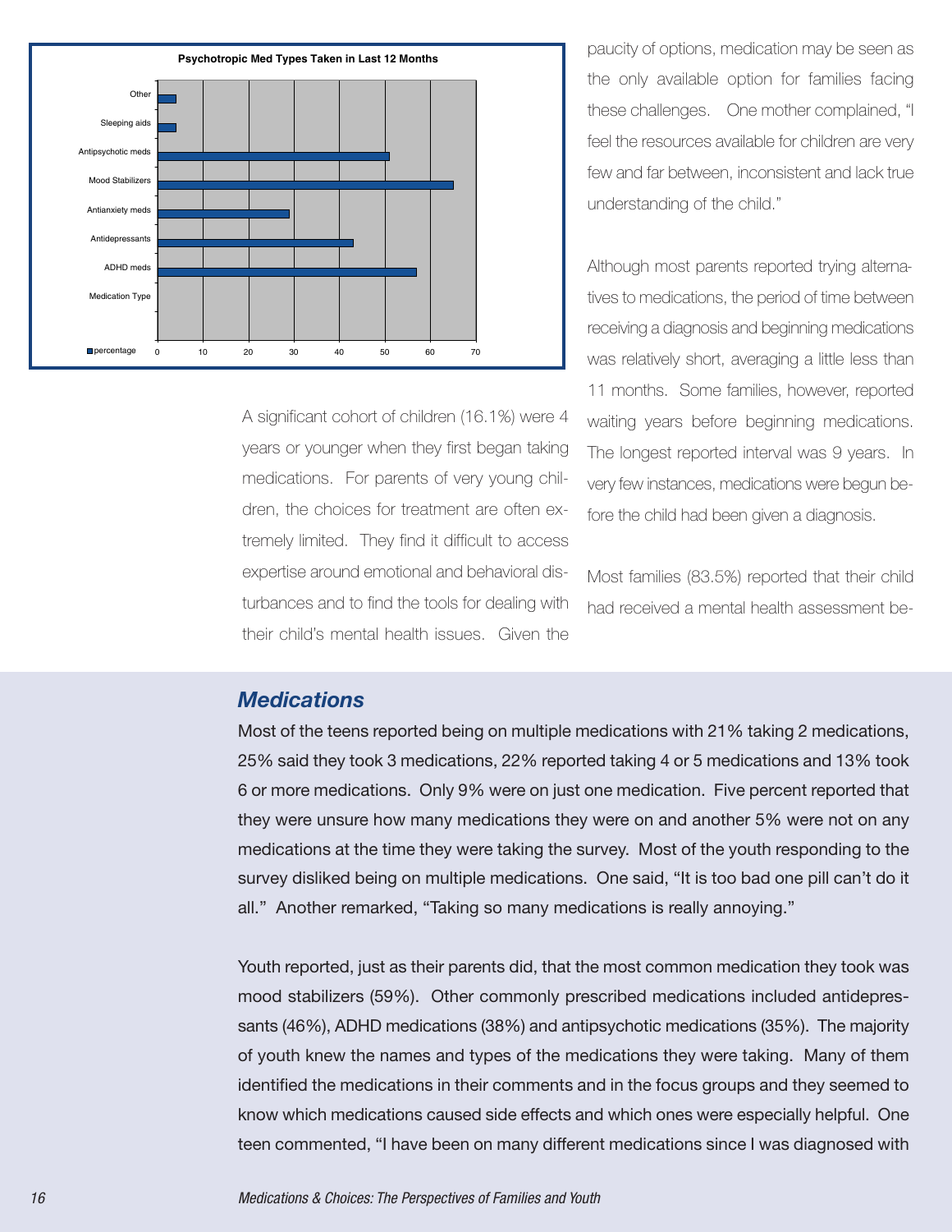**Psychotropic Med Types Taken in Last 12 Months**

| Medication Type | percentage (approx.) |
|---|---|
| Other | 4 |
| Sleeping aids | 4 |
| Antipsychotic meds | 51 |
| Mood Stabilizers | 65 |
| Antianxiety meds | 29 |
| Antidepressants | 43 |
| ADHD meds | 57 |

A significant cohort of children (16.1%) were 4 years or younger when they first began taking medications. For parents of very young children, the choices for treatment are often extremely limited. They find it difficult to access expertise around emotional and behavioral disturbances and to find the tools for dealing with their child's mental health issues. Given the paucity of options, medication may be seen as the only available option for families facing these challenges. One mother complained, "I feel the resources available for children are very few and far between, inconsistent and lack true understanding of the child."

Although most parents reported trying alternatives to medications, the period of time between receiving a diagnosis and beginning medications was relatively short, averaging a little less than 11 months. Some families, however, reported waiting years before beginning medications. The longest reported interval was 9 years. In very few instances, medications were begun before the child had been given a diagnosis.

Most families (83.5%) reported that their child had received a mental health assessment be-

## *Medications*

Most of the teens reported being on multiple medications with 21% taking 2 medications, 25% said they took 3 medications, 22% reported taking 4 or 5 medications and 13% took 6 or more medications. Only 9% were on just one medication. Five percent reported that they were unsure how many medications they were on and another 5% were not on any medications at the time they were taking the survey. Most of the youth responding to the survey disliked being on multiple medications. One said, "It is too bad one pill can't do it all." Another remarked, "Taking so many medications is really annoying."

Youth reported, just as their parents did, that the most common medication they took was mood stabilizers (59%). Other commonly prescribed medications included antidepressants (46%), ADHD medications (38%) and antipsychotic medications (35%). The majority of youth knew the names and types of the medications they were taking. Many of them identified the medications in their comments and in the focus groups and they seemed to know which medications caused side effects and which ones were especially helpful. One teen commented, "I have been on many different medications since I was diagnosed with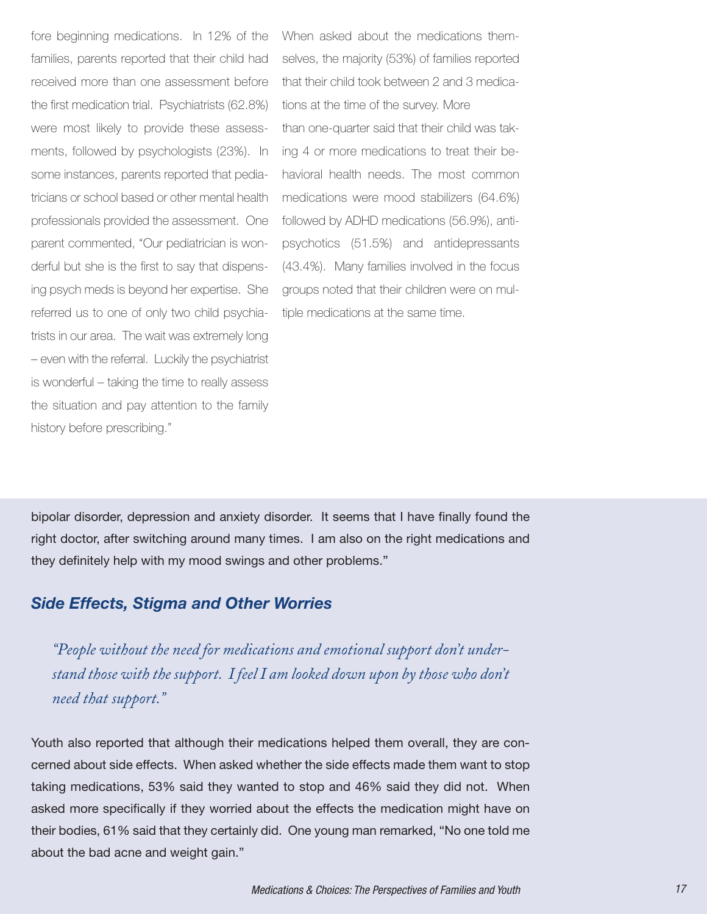fore beginning medications. In 12% of the families, parents reported that their child had received more than one assessment before the first medication trial. Psychiatrists (62.8%) were most likely to provide these assessments, followed by psychologists (23%). In some instances, parents reported that pediatricians or school based or other mental health professionals provided the assessment. One parent commented, "Our pediatrician is wonderful but she is the first to say that dispensing psych meds is beyond her expertise. She referred us to one of only two child psychiatrists in our area. The wait was extremely long – even with the referral. Luckily the psychiatrist is wonderful – taking the time to really assess the situation and pay attention to the family history before prescribing."

When asked about the medications themselves, the majority (53%) of families reported that their child took between 2 and 3 medications at the time of the survey. More than one-quarter said that their child was taking 4 or more medications to treat their behavioral health needs. The most common medications were mood stabilizers (64.6%) followed by ADHD medications (56.9%), antipsychotics (51.5%) and antidepressants (43.4%). Many families involved in the focus groups noted that their children were on multiple medications at the same time.

bipolar disorder, depression and anxiety disorder. It seems that I have finally found the right doctor, after switching around many times. I am also on the right medications and they definitely help with my mood swings and other problems."

## Side Effects, Stigma and Other Worries

*"People without the need for medications and emotional support don't understand those with the support. I feel I am looked down upon by those who don't need that support."*

Youth also reported that although their medications helped them overall, they are concerned about side effects. When asked whether the side effects made them want to stop taking medications, 53% said they wanted to stop and 46% said they did not. When asked more specifically if they worried about the effects the medication might have on their bodies, 61% said that they certainly did. One young man remarked, "No one told me about the bad acne and weight gain."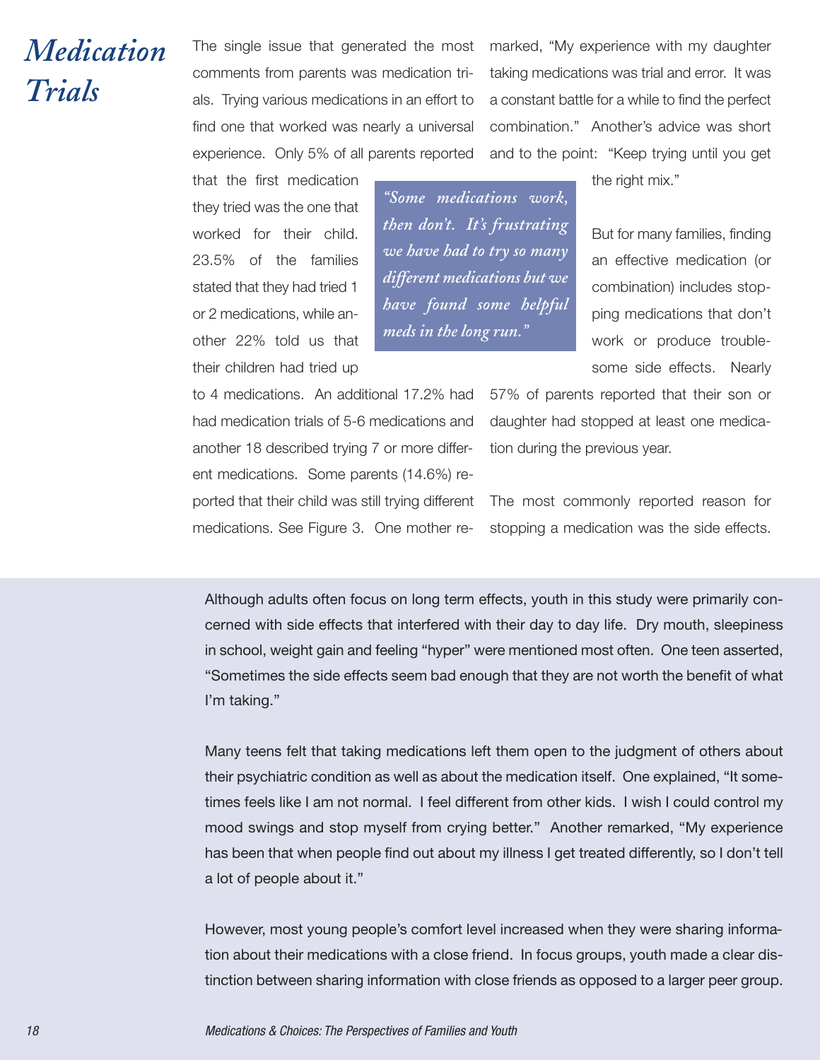# Medication Trials

The single issue that generated the most comments from parents was medication trials. Trying various medications in an effort to find one that worked was nearly a universal experience. Only 5% of all parents reported that the first medication they tried was the one that worked for their child. 23.5% of the families stated that they had tried 1 or 2 medications, while another 22% told us that their children had tried up to 4 medications. An additional 17.2% had had medication trials of 5-6 medications and another 18 described trying 7 or more different medications. Some parents (14.6%) reported that their child was still trying different medications. See Figure 3. One mother remarked, "My experience with my daughter taking medications was trial and error. It was a constant battle for a while to find the perfect combination." Another's advice was short and to the point: "Keep trying until you get the right mix."

> *"Some medications work, then don't. It's frustrating we have had to try so many different medications but we have found some helpful meds in the long run."*

But for many families, finding an effective medication (or combination) includes stopping medications that don't work or produce troublesome side effects. Nearly 57% of parents reported that their son or daughter had stopped at least one medication during the previous year.

The most commonly reported reason for stopping a medication was the side effects.

Although adults often focus on long term effects, youth in this study were primarily concerned with side effects that interfered with their day to day life. Dry mouth, sleepiness in school, weight gain and feeling "hyper" were mentioned most often. One teen asserted, "Sometimes the side effects seem bad enough that they are not worth the benefit of what I'm taking."

Many teens felt that taking medications left them open to the judgment of others about their psychiatric condition as well as about the medication itself. One explained, "It sometimes feels like I am not normal. I feel different from other kids. I wish I could control my mood swings and stop myself from crying better." Another remarked, "My experience has been that when people find out about my illness I get treated differently, so I don't tell a lot of people about it."

However, most young people's comfort level increased when they were sharing information about their medications with a close friend. In focus groups, youth made a clear distinction between sharing information with close friends as opposed to a larger peer group.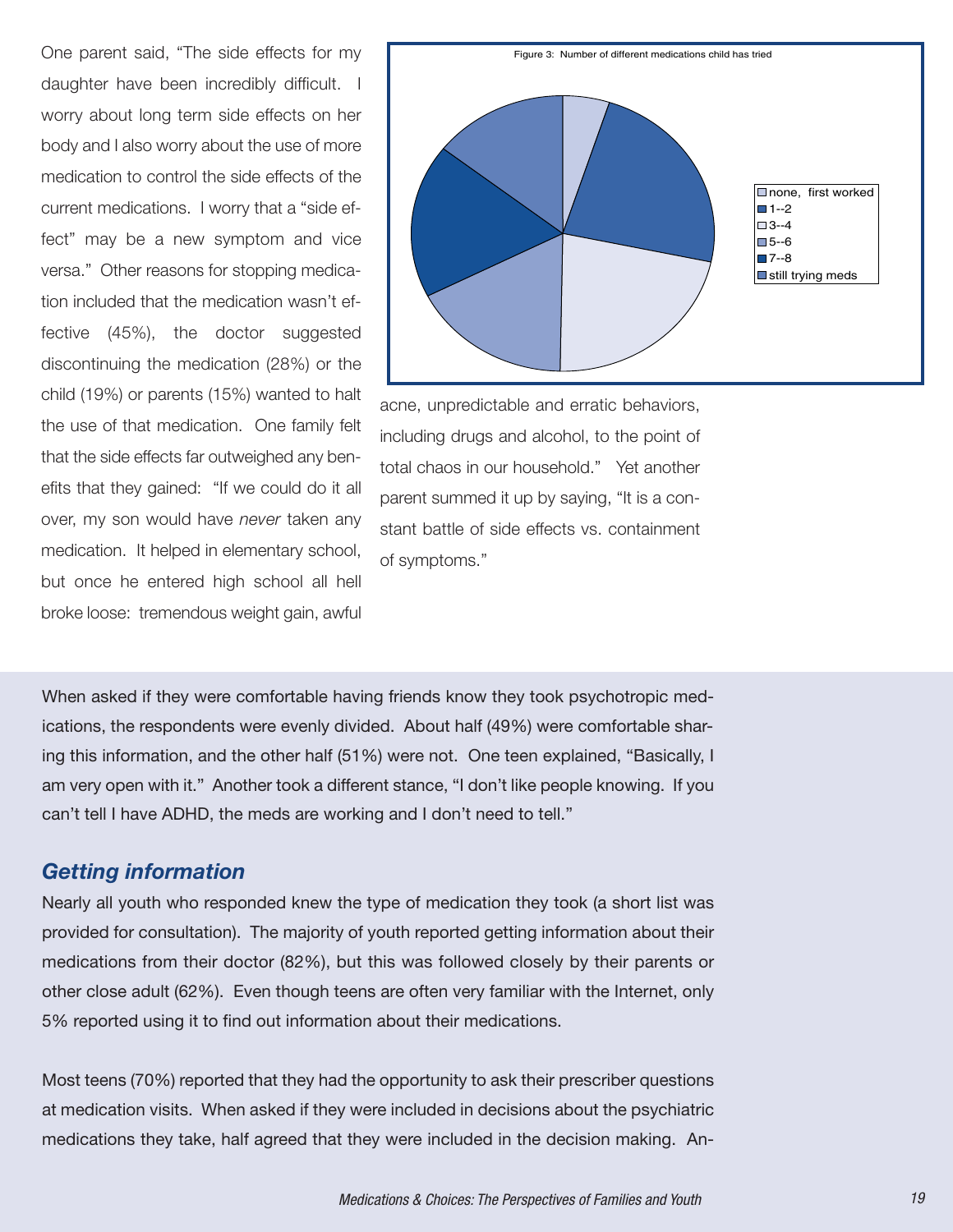One parent said, "The side effects for my daughter have been incredibly difficult. I worry about long term side effects on her body and I also worry about the use of more medication to control the side effects of the current medications. I worry that a "side effect" may be a new symptom and vice versa." Other reasons for stopping medication included that the medication wasn't effective (45%), the doctor suggested discontinuing the medication (28%) or the child (19%) or parents (15%) wanted to halt the use of that medication. One family felt that the side effects far outweighed any benefits that they gained: "If we could do it all over, my son would have *never* taken any medication. It helped in elementary school, but once he entered high school all hell broke loose: tremendous weight gain, awful acne, unpredictable and erratic behaviors, including drugs and alcohol, to the point of total chaos in our household." Yet another parent summed it up by saying, "It is a constant battle of side effects vs. containment of symptoms."

Figure 3: Number of different medications child has tried

- none, first worked
- 1--2
- 3--4
- 5--6
- 7--8
- still trying meds

When asked if they were comfortable having friends know they took psychotropic medications, the respondents were evenly divided. About half (49%) were comfortable sharing this information, and the other half (51%) were not. One teen explained, "Basically, I am very open with it." Another took a different stance, "I don't like people knowing. If you can't tell I have ADHD, the meds are working and I don't need to tell."

## *Getting information*

Nearly all youth who responded knew the type of medication they took (a short list was provided for consultation). The majority of youth reported getting information about their medications from their doctor (82%), but this was followed closely by their parents or other close adult (62%). Even though teens are often very familiar with the Internet, only 5% reported using it to find out information about their medications.

Most teens (70%) reported that they had the opportunity to ask their prescriber questions at medication visits. When asked if they were included in decisions about the psychiatric medications they take, half agreed that they were included in the decision making. An-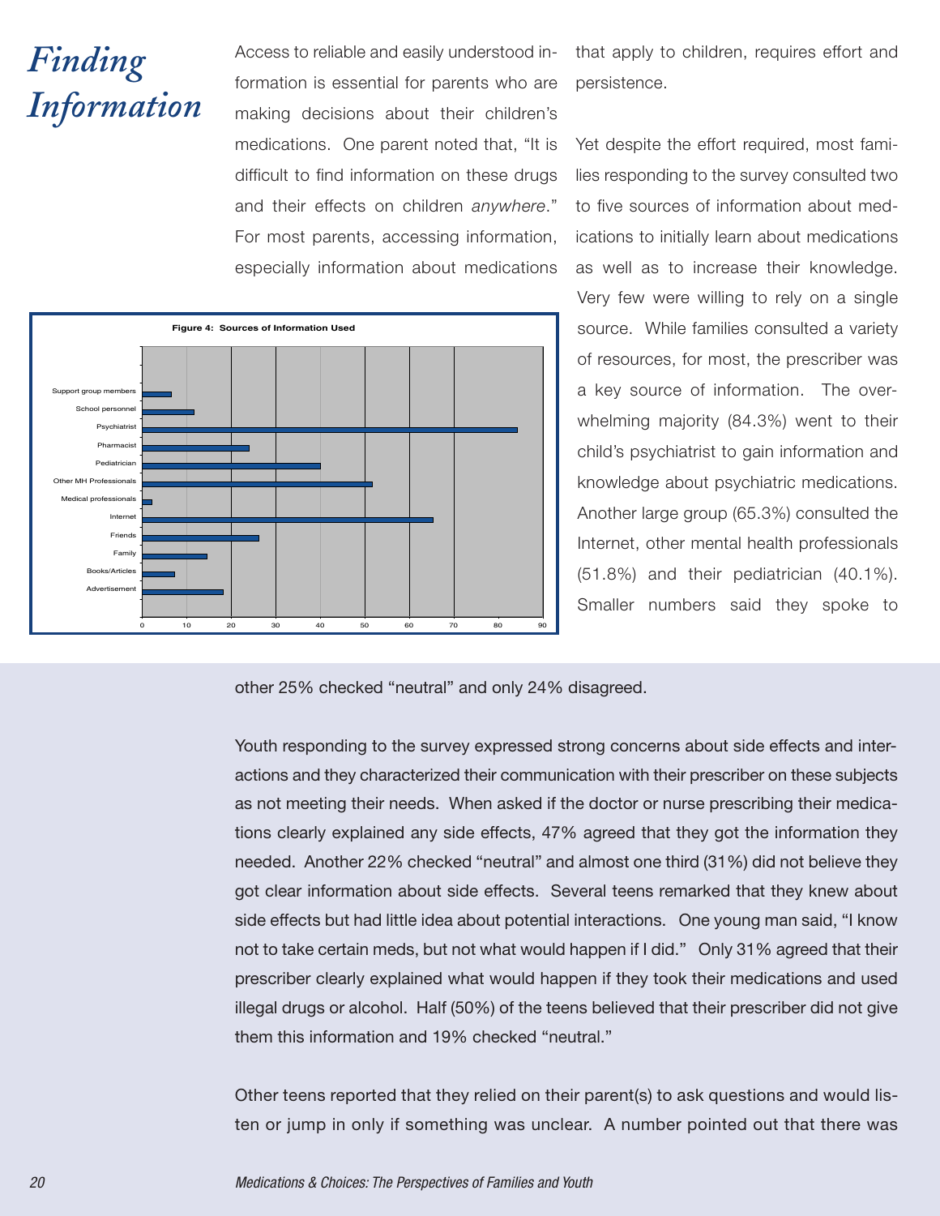# Finding Information

Access to reliable and easily understood information is essential for parents who are making decisions about their children's medications. One parent noted that, "It is difficult to find information on these drugs and their effects on children *anywhere*." For most parents, accessing information, especially information about medications that apply to children, requires effort and persistence.

Yet despite the effort required, most families responding to the survey consulted two to five sources of information about medications to initially learn about medications as well as to increase their knowledge. Very few were willing to rely on a single source. While families consulted a variety of resources, for most, the prescriber was a key source of information. The overwhelming majority (84.3%) went to their child's psychiatrist to gain information and knowledge about psychiatric medications. Another large group (65.3%) consulted the Internet, other mental health professionals (51.8%) and their pediatrician (40.1%). Smaller numbers said they spoke to

**Figure 4: Sources of Information Used**

other 25% checked "neutral" and only 24% disagreed.

Youth responding to the survey expressed strong concerns about side effects and interactions and they characterized their communication with their prescriber on these subjects as not meeting their needs. When asked if the doctor or nurse prescribing their medications clearly explained any side effects, 47% agreed that they got the information they needed. Another 22% checked "neutral" and almost one third (31%) did not believe they got clear information about side effects. Several teens remarked that they knew about side effects but had little idea about potential interactions. One young man said, "I know not to take certain meds, but not what would happen if I did." Only 31% agreed that their prescriber clearly explained what would happen if they took their medications and used illegal drugs or alcohol. Half (50%) of the teens believed that their prescriber did not give them this information and 19% checked "neutral."

Other teens reported that they relied on their parent(s) to ask questions and would listen or jump in only if something was unclear. A number pointed out that there was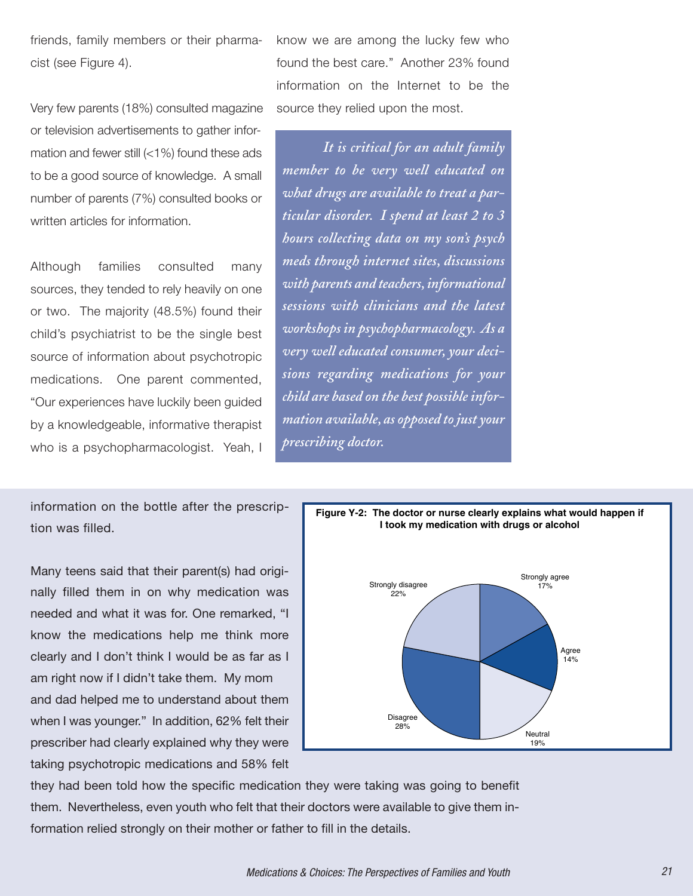friends, family members or their pharmacist (see Figure 4).

Very few parents (18%) consulted magazine or television advertisements to gather information and fewer still (<1%) found these ads to be a good source of knowledge. A small number of parents (7%) consulted books or written articles for information.

Although families consulted many sources, they tended to rely heavily on one or two. The majority (48.5%) found their child's psychiatrist to be the single best source of information about psychotropic medications. One parent commented, "Our experiences have luckily been guided by a knowledgeable, informative therapist who is a psychopharmacologist. Yeah, I know we are among the lucky few who found the best care." Another 23% found information on the Internet to be the source they relied upon the most.

*It is critical for an adult family member to be very well educated on what drugs are available to treat a particular disorder. I spend at least 2 to 3 hours collecting data on my son's psych meds through internet sites, discussions with parents and teachers, informational sessions with clinicians and the latest workshops in psychopharmacology. As a very well educated consumer, your decisions regarding medications for your child are based on the best possible information available, as opposed to just your prescribing doctor.*

information on the bottle after the prescription was filled.

Many teens said that their parent(s) had originally filled them in on why medication was needed and what it was for. One remarked, "I know the medications help me think more clearly and I don't think I would be as far as I am right now if I didn't take them. My mom and dad helped me to understand about them when I was younger." In addition, 62% felt their prescriber had clearly explained why they were taking psychotropic medications and 58% felt they had been told how the specific medication they were taking was going to benefit them. Nevertheless, even youth who felt that their doctors were available to give them information relied strongly on their mother or father to fill in the details.

**Figure Y-2: The doctor or nurse clearly explains what would happen if I took my medication with drugs or alcohol**

| Response | Percent |
|---|---|
| Strongly agree | 17% |
| Agree | 14% |
| Neutral | 19% |
| Disagree | 28% |
| Strongly disagree | 22% |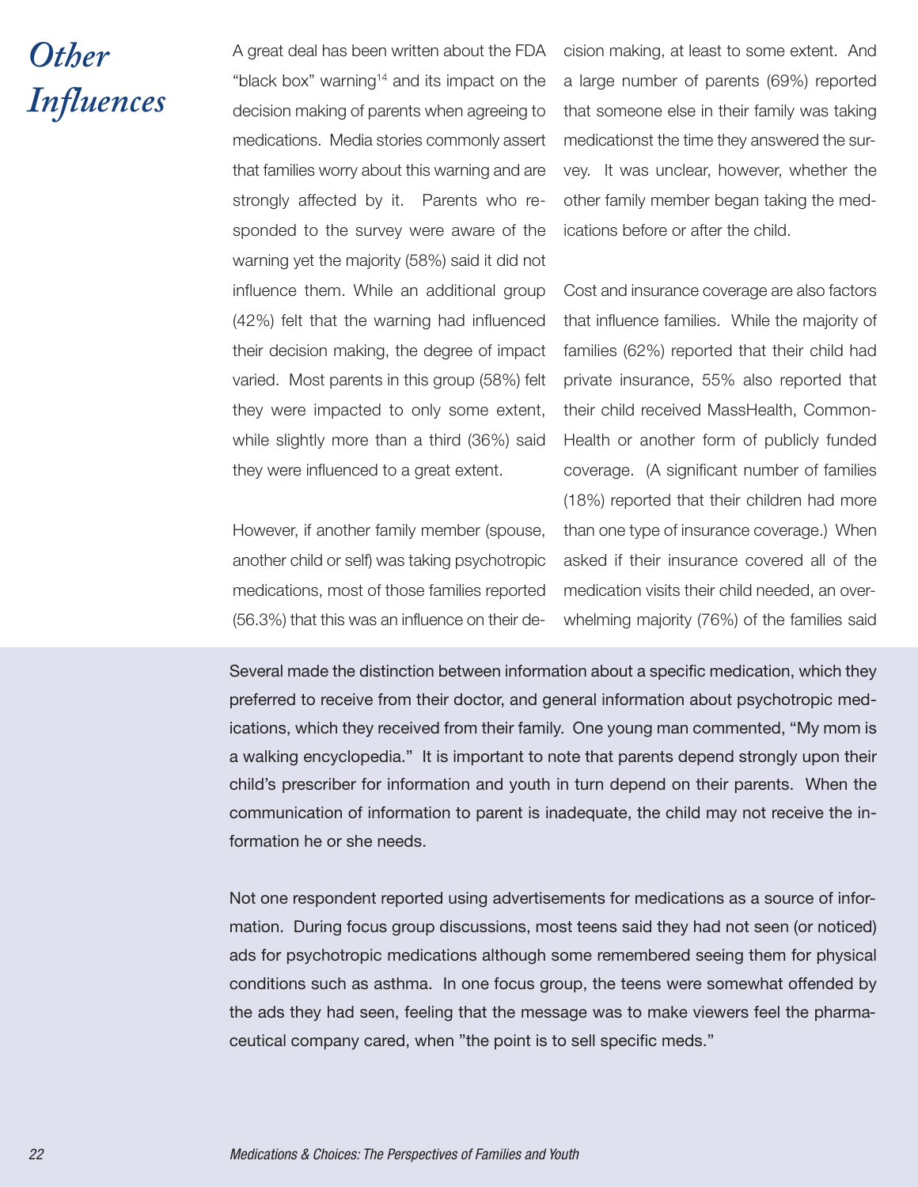# Other Influences

A great deal has been written about the FDA "black box" warning[14] and its impact on the decision making of parents when agreeing to medications. Media stories commonly assert that families worry about this warning and are strongly affected by it. Parents who responded to the survey were aware of the warning yet the majority (58%) said it did not influence them. While an additional group (42%) felt that the warning had influenced their decision making, the degree of impact varied. Most parents in this group (58%) felt they were impacted to only some extent, while slightly more than a third (36%) said they were influenced to a great extent.

However, if another family member (spouse, another child or self) was taking psychotropic medications, most of those families reported (56.3%) that this was an influence on their decision making, at least to some extent. And a large number of parents (69%) reported that someone else in their family was taking medicationst the time they answered the survey. It was unclear, however, whether the other family member began taking the medications before or after the child.

Cost and insurance coverage are also factors that influence families. While the majority of families (62%) reported that their child had private insurance, 55% also reported that their child received MassHealth, CommonHealth or another form of publicly funded coverage. (A significant number of families (18%) reported that their children had more than one type of insurance coverage.) When asked if their insurance covered all of the medication visits their child needed, an overwhelming majority (76%) of the families said

Several made the distinction between information about a specific medication, which they preferred to receive from their doctor, and general information about psychotropic medications, which they received from their family. One young man commented, "My mom is a walking encyclopedia." It is important to note that parents depend strongly upon their child's prescriber for information and youth in turn depend on their parents. When the communication of information to parent is inadequate, the child may not receive the information he or she needs.

Not one respondent reported using advertisements for medications as a source of information. During focus group discussions, most teens said they had not seen (or noticed) ads for psychotropic medications although some remembered seeing them for physical conditions such as asthma. In one focus group, the teens were somewhat offended by the ads they had seen, feeling that the message was to make viewers feel the pharmaceutical company cared, when "the point is to sell specific meds."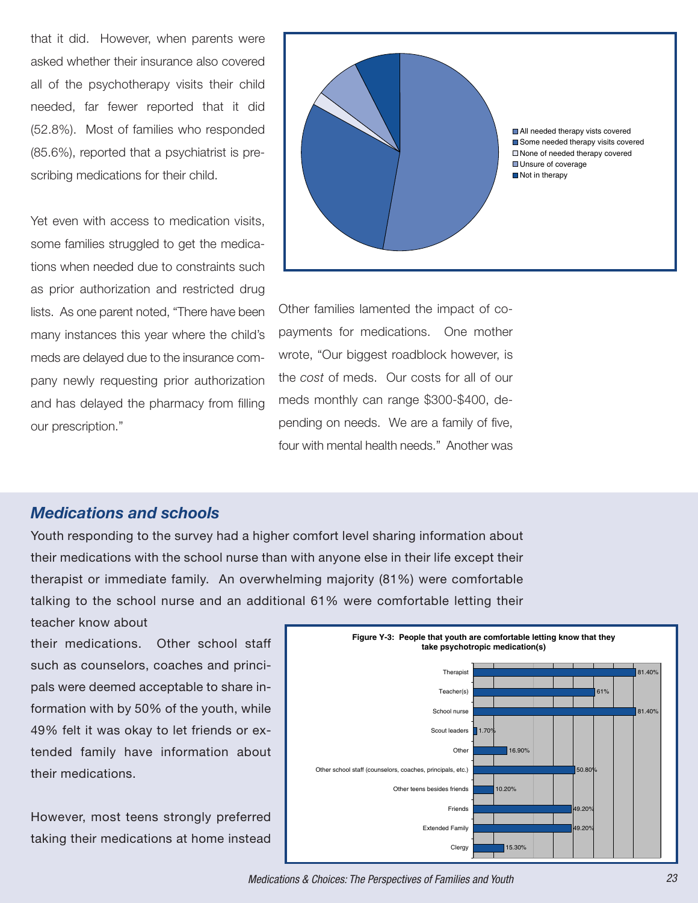that it did. However, when parents were asked whether their insurance also covered all of the psychotherapy visits their child needed, far fewer reported that it did (52.8%). Most of families who responded (85.6%), reported that a psychiatrist is prescribing medications for their child.

Yet even with access to medication visits, some families struggled to get the medications when needed due to constraints such as prior authorization and restricted drug lists. As one parent noted, "There have been many instances this year where the child's meds are delayed due to the insurance company newly requesting prior authorization and has delayed the pharmacy from filling our prescription."

- All needed therapy vists covered
- Some needed therapy visits covered
- None of needed therapy covered
- Unsure of coverage
- Not in therapy

Other families lamented the impact of co-payments for medications. One mother wrote, "Our biggest roadblock however, is the *cost* of meds. Our costs for all of our meds monthly can range $300-$400, depending on needs. We are a family of five, four with mental health needs." Another was

## *Medications and schools*

Youth responding to the survey had a higher comfort level sharing information about their medications with the school nurse than with anyone else in their life except their therapist or immediate family. An overwhelming majority (81%) were comfortable talking to the school nurse and an additional 61% were comfortable letting their teacher know about their medications. Other school staff such as counselors, coaches and principals were deemed acceptable to share information with by 50% of the youth, while 49% felt it was okay to let friends or extended family have information about their medications.

However, most teens strongly preferred taking their medications at home instead

**Figure Y-3: People that youth are comfortable letting know that they take psychotropic medication(s)**

| Person | Percent |
|---|---|
| Therapist | 81.40% |
| Teacher(s) | 61% |
| School nurse | 81.40% |
| Scout leaders | 1.70% |
| Other | 16.90% |
| Other school staff (counselors, coaches, principals, etc.) | 50.80% |
| Other teens besides friends | 10.20% |
| Friends | 49.20% |
| Extended Family | 49.20% |
| Clergy | 15.30% |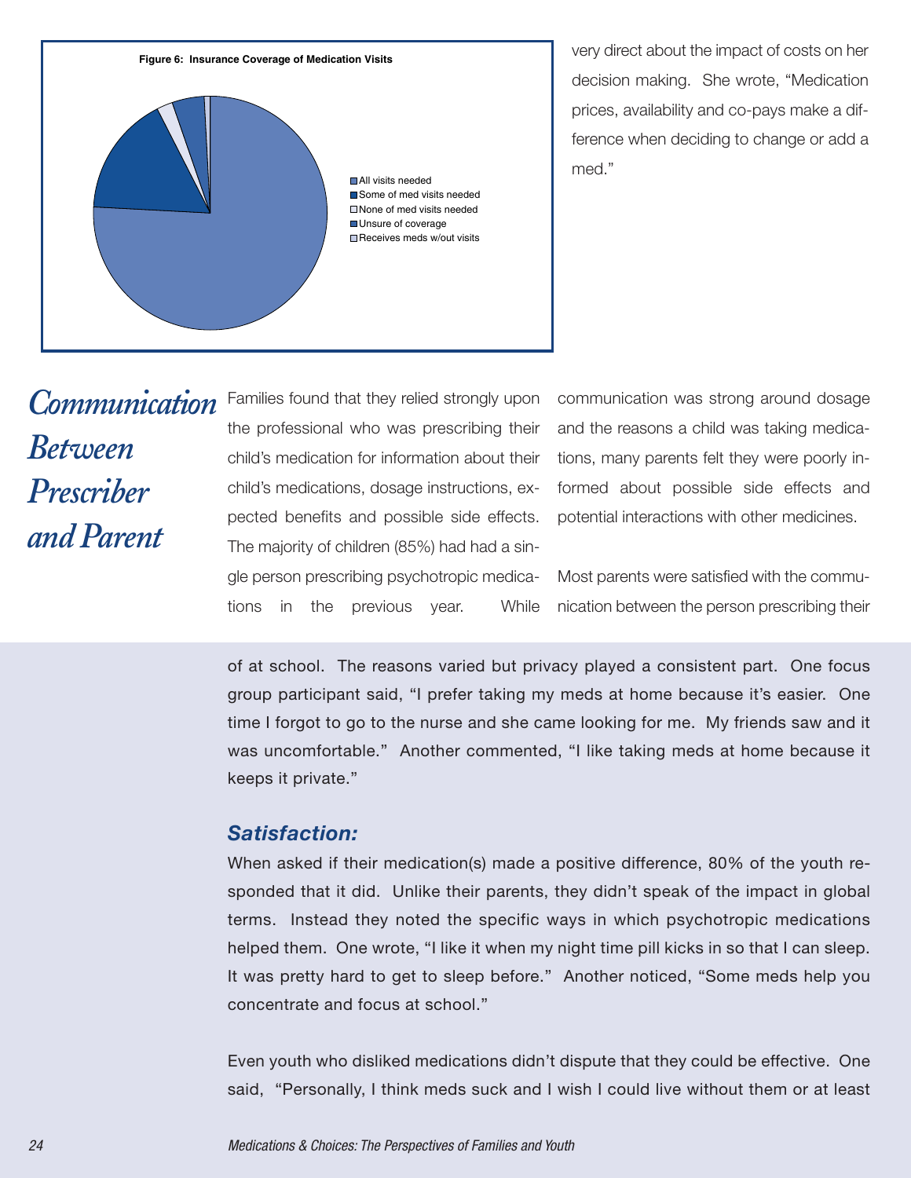**Figure 6: Insurance Coverage of Medication Visits**

- All visits needed
- Some of med visits needed
- None of med visits needed
- Unsure of coverage
- Receives meds w/out visits

very direct about the impact of costs on her decision making. She wrote, "Medication prices, availability and co-pays make a difference when deciding to change or add a med."

## *Communication Between Prescriber and Parent*

Families found that they relied strongly upon the professional who was prescribing their child's medication for information about their child's medications, dosage instructions, expected benefits and possible side effects. The majority of children (85%) had had a single person prescribing psychotropic medications in the previous year. While communication was strong around dosage and the reasons a child was taking medications, many parents felt they were poorly informed about possible side effects and potential interactions with other medicines.

Most parents were satisfied with the communication between the person prescribing their

of at school. The reasons varied but privacy played a consistent part. One focus group participant said, "I prefer taking my meds at home because it's easier. One time I forgot to go to the nurse and she came looking for me. My friends saw and it was uncomfortable." Another commented, "I like taking meds at home because it keeps it private."

### *Satisfaction:*

When asked if their medication(s) made a positive difference, 80% of the youth responded that it did. Unlike their parents, they didn't speak of the impact in global terms. Instead they noted the specific ways in which psychotropic medications helped them. One wrote, "I like it when my night time pill kicks in so that I can sleep. It was pretty hard to get to sleep before." Another noticed, "Some meds help you concentrate and focus at school."

Even youth who disliked medications didn't dispute that they could be effective. One said, "Personally, I think meds suck and I wish I could live without them or at least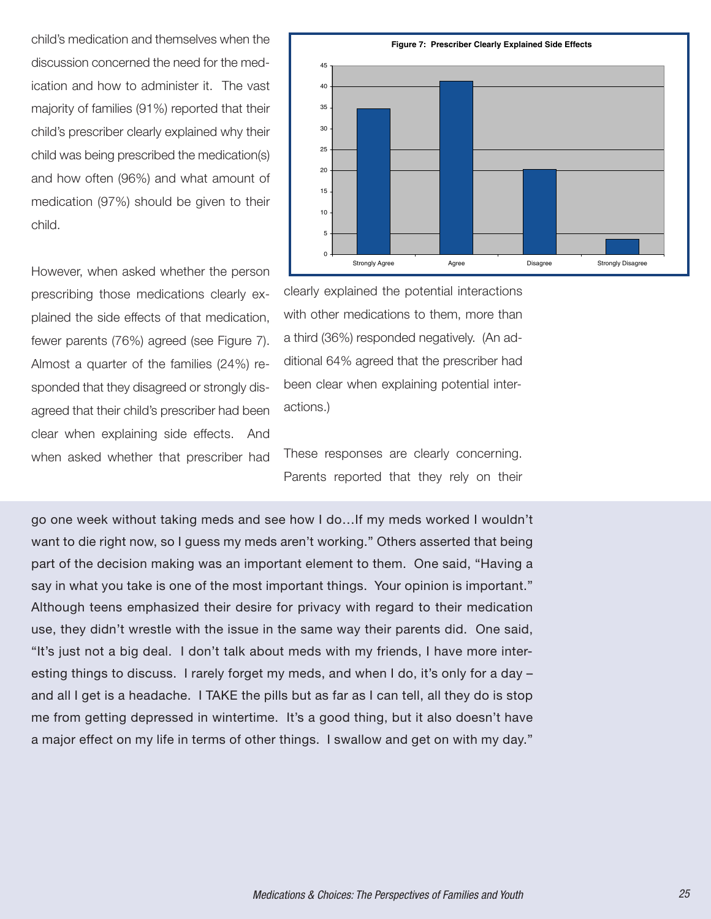child's medication and themselves when the discussion concerned the need for the medication and how to administer it. The vast majority of families (91%) reported that their child's prescriber clearly explained why their child was being prescribed the medication(s) and how often (96%) and what amount of medication (97%) should be given to their child.

However, when asked whether the person prescribing those medications clearly explained the side effects of that medication, fewer parents (76%) agreed (see Figure 7). Almost a quarter of the families (24%) responded that they disagreed or strongly disagreed that their child's prescriber had been clear when explaining side effects. And when asked whether that prescriber had clearly explained the potential interactions with other medications to them, more than a third (36%) responded negatively. (An additional 64% agreed that the prescriber had been clear when explaining potential interactions.)

**Figure 7: Prescriber Clearly Explained Side Effects**

| Response | Value |
|---|---|
| Strongly Agree | 35 |
| Agree | 41 |
| Disagree | 20 |
| Strongly Disagree | 4 |

These responses are clearly concerning. Parents reported that they rely on their

go one week without taking meds and see how I do…If my meds worked I wouldn't want to die right now, so I guess my meds aren't working." Others asserted that being part of the decision making was an important element to them. One said, "Having a say in what you take is one of the most important things. Your opinion is important." Although teens emphasized their desire for privacy with regard to their medication use, they didn't wrestle with the issue in the same way their parents did. One said, "It's just not a big deal. I don't talk about meds with my friends, I have more interesting things to discuss. I rarely forget my meds, and when I do, it's only for a day – and all I get is a headache. I TAKE the pills but as far as I can tell, all they do is stop me from getting depressed in wintertime. It's a good thing, but it also doesn't have a major effect on my life in terms of other things. I swallow and get on with my day."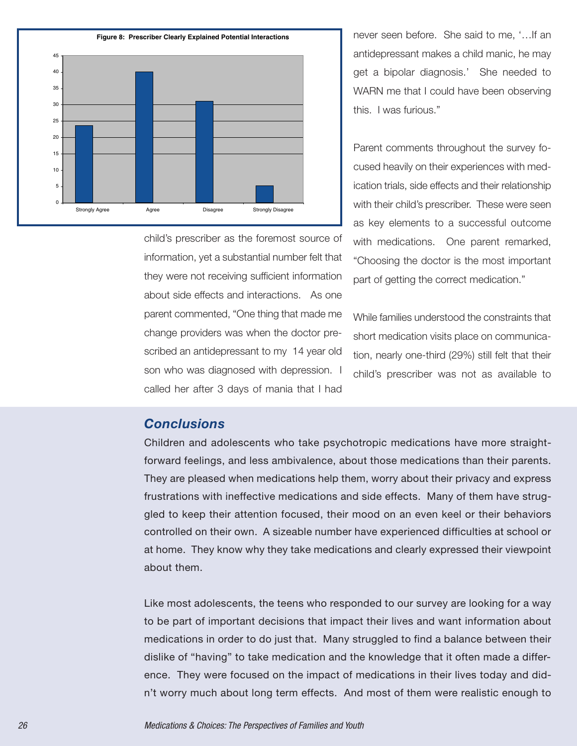**Figure 8: Prescriber Clearly Explained Potential Interactions**

child's prescriber as the foremost source of information, yet a substantial number felt that they were not receiving sufficient information about side effects and interactions. As one parent commented, "One thing that made me change providers was when the doctor prescribed an antidepressant to my 14 year old son who was diagnosed with depression. I called her after 3 days of mania that I had never seen before. She said to me, '…If an antidepressant makes a child manic, he may get a bipolar diagnosis.' She needed to WARN me that I could have been observing this. I was furious."

Parent comments throughout the survey focused heavily on their experiences with medication trials, side effects and their relationship with their child's prescriber. These were seen as key elements to a successful outcome with medications. One parent remarked, "Choosing the doctor is the most important part of getting the correct medication."

While families understood the constraints that short medication visits place on communication, nearly one-third (29%) still felt that their child's prescriber was not as available to

## *Conclusions*

Children and adolescents who take psychotropic medications have more straightforward feelings, and less ambivalence, about those medications than their parents. They are pleased when medications help them, worry about their privacy and express frustrations with ineffective medications and side effects. Many of them have struggled to keep their attention focused, their mood on an even keel or their behaviors controlled on their own. A sizeable number have experienced difficulties at school or at home. They know why they take medications and clearly expressed their viewpoint about them.

Like most adolescents, the teens who responded to our survey are looking for a way to be part of important decisions that impact their lives and want information about medications in order to do just that. Many struggled to find a balance between their dislike of "having" to take medication and the knowledge that it often made a difference. They were focused on the impact of medications in their lives today and didn't worry much about long term effects. And most of them were realistic enough to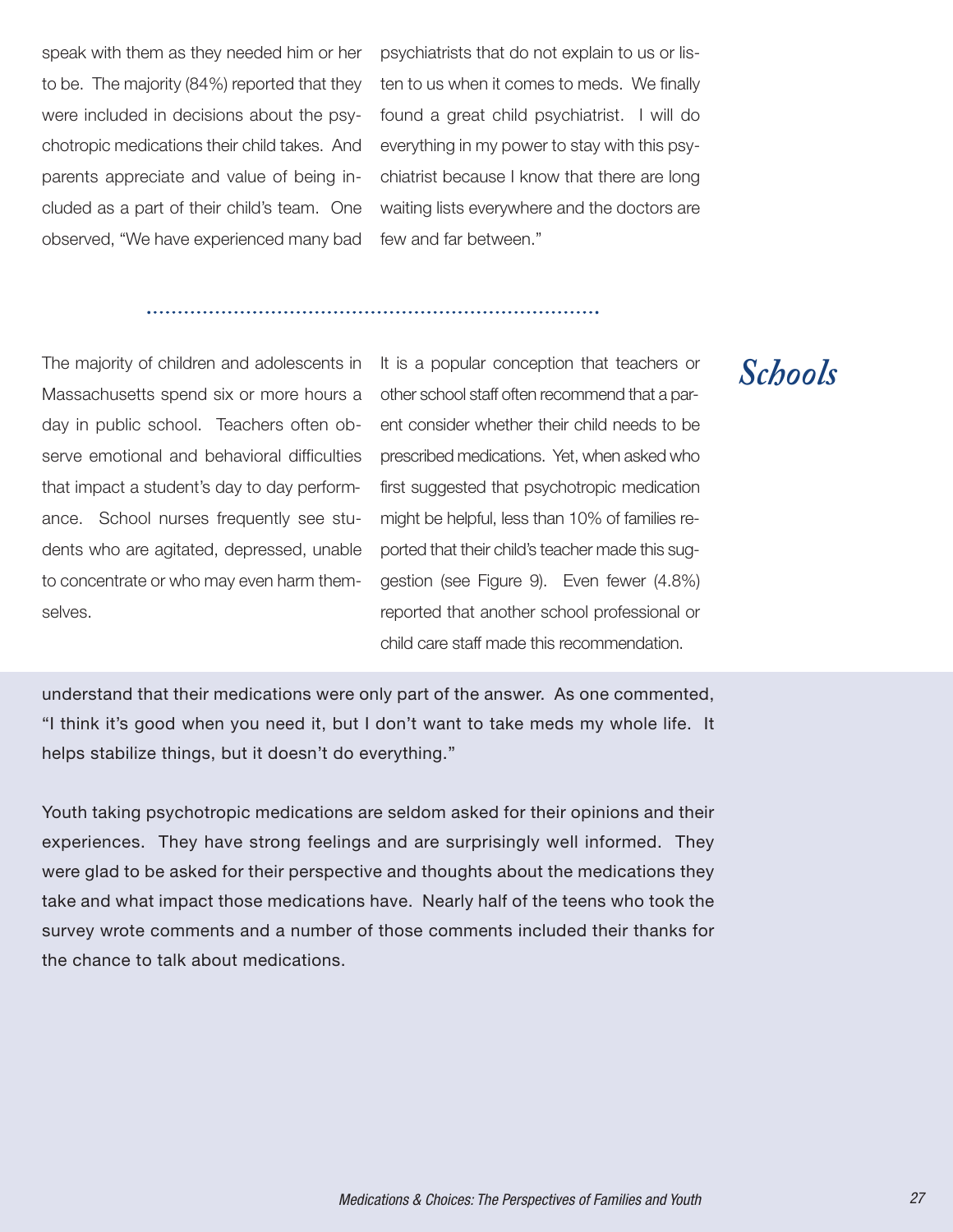speak with them as they needed him or her to be. The majority (84%) reported that they were included in decisions about the psychotropic medications their child takes. And parents appreciate and value of being included as a part of their child's team. One observed, "We have experienced many bad psychiatrists that do not explain to us or listen to us when it comes to meds. We finally found a great child psychiatrist. I will do everything in my power to stay with this psychiatrist because I know that there are long waiting lists everywhere and the doctors are few and far between."

## *Schools*

The majority of children and adolescents in Massachusetts spend six or more hours a day in public school. Teachers often observe emotional and behavioral difficulties that impact a student's day to day performance. School nurses frequently see students who are agitated, depressed, unable to concentrate or who may even harm themselves.

It is a popular conception that teachers or other school staff often recommend that a parent consider whether their child needs to be prescribed medications. Yet, when asked who first suggested that psychotropic medication might be helpful, less than 10% of families reported that their child's teacher made this suggestion (see Figure 9). Even fewer (4.8%) reported that another school professional or child care staff made this recommendation.

understand that their medications were only part of the answer. As one commented, "I think it's good when you need it, but I don't want to take meds my whole life. It helps stabilize things, but it doesn't do everything."

Youth taking psychotropic medications are seldom asked for their opinions and their experiences. They have strong feelings and are surprisingly well informed. They were glad to be asked for their perspective and thoughts about the medications they take and what impact those medications have. Nearly half of the teens who took the survey wrote comments and a number of those comments included their thanks for the chance to talk about medications.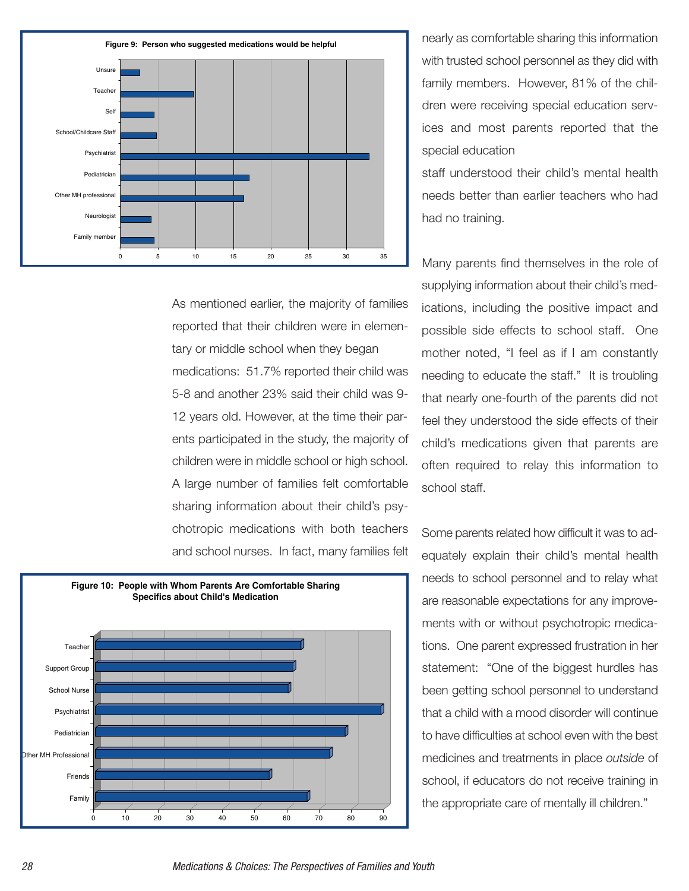**Figure 9: Person who suggested medications would be helpful**

**Figure 10: People with Whom Parents Are Comfortable Sharing Specifics about Child's Medication**

As mentioned earlier, the majority of families reported that their children were in elementary or middle school when they began medications: 51.7% reported their child was 5-8 and another 23% said their child was 9-12 years old. However, at the time their parents participated in the study, the majority of children were in middle school or high school. A large number of families felt comfortable sharing information about their child's psychotropic medications with both teachers and school nurses. In fact, many families felt nearly as comfortable sharing this information with trusted school personnel as they did with family members. However, 81% of the children were receiving special education services and most parents reported that the special education staff understood their child's mental health needs better than earlier teachers who had had no training.

Many parents find themselves in the role of supplying information about their child's medications, including the positive impact and possible side effects to school staff. One mother noted, "I feel as if I am constantly needing to educate the staff." It is troubling that nearly one-fourth of the parents did not feel they understood the side effects of their child's medications given that parents are often required to relay this information to school staff.

Some parents related how difficult it was to adequately explain their child's mental health needs to school personnel and to relay what are reasonable expectations for any improvements with or without psychotropic medications. One parent expressed frustration in her statement: "One of the biggest hurdles has been getting school personnel to understand that a child with a mood disorder will continue to have difficulties at school even with the best medicines and treatments in place *outside* of school, if educators do not receive training in the appropriate care of mentally ill children."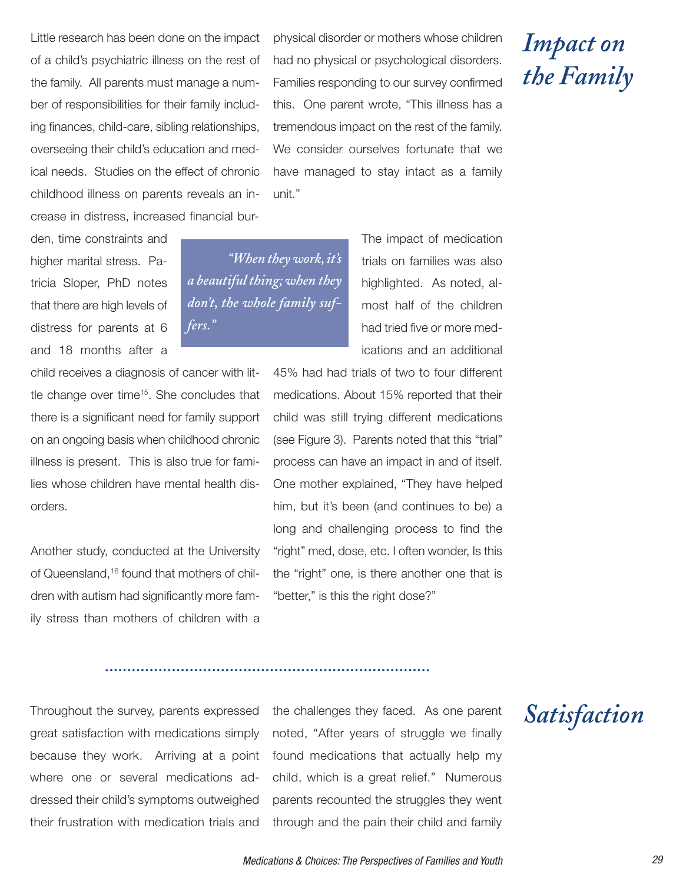# Impact on the Family

Little research has been done on the impact of a child's psychiatric illness on the rest of the family. All parents must manage a number of responsibilities for their family including finances, child-care, sibling relationships, overseeing their child's education and medical needs. Studies on the effect of chronic childhood illness on parents reveals an increase in distress, increased financial burden, time constraints and higher marital stress. Patricia Sloper, PhD notes that there are high levels of distress for parents at 6 and 18 months after a child receives a diagnosis of cancer with little change over time[15]. She concludes that there is a significant need for family support on an ongoing basis when childhood chronic illness is present. This is also true for families whose children have mental health disorders.

Another study, conducted at the University of Queensland,[16] found that mothers of children with autism had significantly more family stress than mothers of children with a physical disorder or mothers whose children had no physical or psychological disorders. Families responding to our survey confirmed this. One parent wrote, "This illness has a tremendous impact on the rest of the family. We consider ourselves fortunate that we have managed to stay intact as a family unit."

> *"When they work, it's a beautiful thing; when they don't, the whole family suffers."*

The impact of medication trials on families was also highlighted. As noted, almost half of the children had tried five or more medications and an additional 45% had had trials of two to four different medications. About 15% reported that their child was still trying different medications (see Figure 3). Parents noted that this "trial" process can have an impact in and of itself. One mother explained, "They have helped him, but it's been (and continues to be) a long and challenging process to find the "right" med, dose, etc. I often wonder, Is this the "right" one, is there another one that is "better," is this the right dose?"

# Satisfaction

Throughout the survey, parents expressed great satisfaction with medications simply because they work. Arriving at a point where one or several medications addressed their child's symptoms outweighed their frustration with medication trials and the challenges they faced. As one parent noted, "After years of struggle we finally found medications that actually help my child, which is a great relief." Numerous parents recounted the struggles they went through and the pain their child and family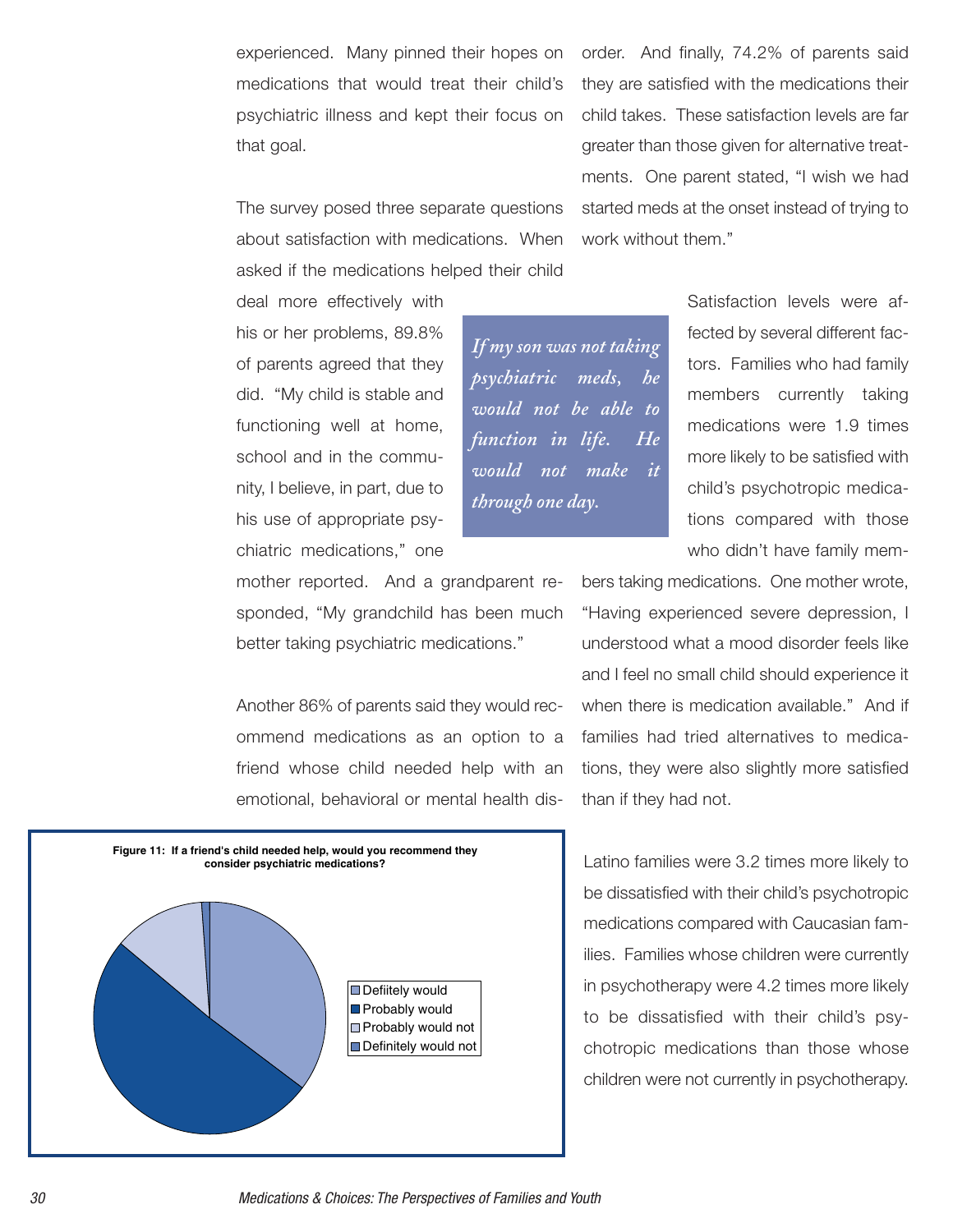experienced. Many pinned their hopes on medications that would treat their child's psychiatric illness and kept their focus on that goal.

The survey posed three separate questions about satisfaction with medications. When asked if the medications helped their child deal more effectively with his or her problems, 89.8% of parents agreed that they did. "My child is stable and functioning well at home, school and in the community, I believe, in part, due to his use of appropriate psychiatric medications," one mother reported. And a grandparent responded, "My grandchild has been much better taking psychiatric medications."

*If my son was not taking psychiatric meds, he would not be able to function in life. He would not make it through one day.*

Another 86% of parents said they would recommend medications as an option to a friend whose child needed help with an emotional, behavioral or mental health disorder. And finally, 74.2% of parents said they are satisfied with the medications their child takes. These satisfaction levels are far greater than those given for alternative treatments. One parent stated, "I wish we had started meds at the onset instead of trying to work without them."

Satisfaction levels were affected by several different factors. Families who had family members currently taking medications were 1.9 times more likely to be satisfied with child's psychotropic medications compared with those who didn't have family members taking medications. One mother wrote, "Having experienced severe depression, I understood what a mood disorder feels like and I feel no small child should experience it when there is medication available." And if families had tried alternatives to medications, they were also slightly more satisfied than if they had not.

**Figure 11: If a friend's child needed help, would you recommend they consider psychiatric medications?**

- Defiitely would
- Probably would
- Probably would not
- Definitely would not

Latino families were 3.2 times more likely to be dissatisfied with their child's psychotropic medications compared with Caucasian families. Families whose children were currently in psychotherapy were 4.2 times more likely to be dissatisfied with their child's psychotropic medications than those whose children were not currently in psychotherapy.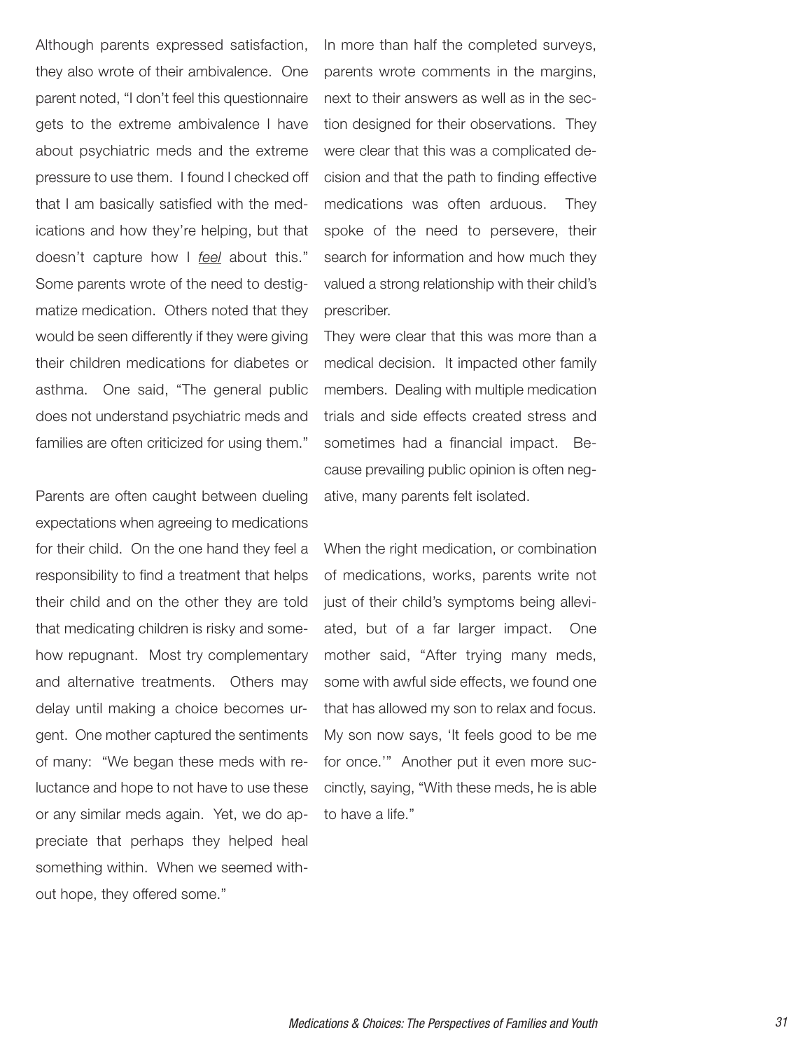Although parents expressed satisfaction, they also wrote of their ambivalence. One parent noted, "I don't feel this questionnaire gets to the extreme ambivalence I have about psychiatric meds and the extreme pressure to use them. I found I checked off that I am basically satisfied with the medications and how they're helping, but that doesn't capture how I *feel* about this." Some parents wrote of the need to destigmatize medication. Others noted that they would be seen differently if they were giving their children medications for diabetes or asthma. One said, "The general public does not understand psychiatric meds and families are often criticized for using them."

Parents are often caught between dueling expectations when agreeing to medications for their child. On the one hand they feel a responsibility to find a treatment that helps their child and on the other they are told that medicating children is risky and somehow repugnant. Most try complementary and alternative treatments. Others may delay until making a choice becomes urgent. One mother captured the sentiments of many: "We began these meds with reluctance and hope to not have to use these or any similar meds again. Yet, we do appreciate that perhaps they helped heal something within. When we seemed without hope, they offered some."

In more than half the completed surveys, parents wrote comments in the margins, next to their answers as well as in the section designed for their observations. They were clear that this was a complicated decision and that the path to finding effective medications was often arduous. They spoke of the need to persevere, their search for information and how much they valued a strong relationship with their child's prescriber.

They were clear that this was more than a medical decision. It impacted other family members. Dealing with multiple medication trials and side effects created stress and sometimes had a financial impact. Because prevailing public opinion is often negative, many parents felt isolated.

When the right medication, or combination of medications, works, parents write not just of their child's symptoms being alleviated, but of a far larger impact. One mother said, "After trying many meds, some with awful side effects, we found one that has allowed my son to relax and focus. My son now says, 'It feels good to be me for once.'" Another put it even more succinctly, saying, "With these meds, he is able to have a life."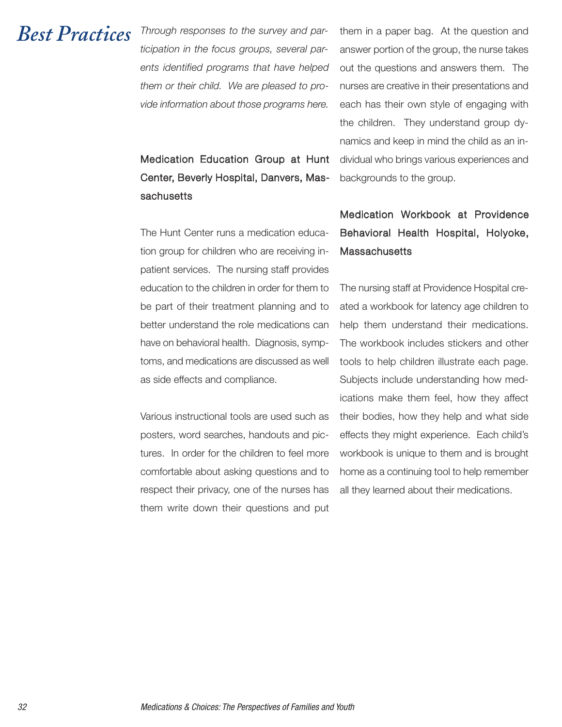# Best Practices

*Through responses to the survey and participation in the focus groups, several parents identified programs that have helped them or their child. We are pleased to provide information about those programs here.*

## Medication Education Group at Hunt Center, Beverly Hospital, Danvers, Massachusetts

The Hunt Center runs a medication education group for children who are receiving inpatient services. The nursing staff provides education to the children in order for them to be part of their treatment planning and to better understand the role medications can have on behavioral health. Diagnosis, symptoms, and medications are discussed as well as side effects and compliance.

Various instructional tools are used such as posters, word searches, handouts and pictures. In order for the children to feel more comfortable about asking questions and to respect their privacy, one of the nurses has them write down their questions and put them in a paper bag. At the question and answer portion of the group, the nurse takes out the questions and answers them. The nurses are creative in their presentations and each has their own style of engaging with the children. They understand group dynamics and keep in mind the child as an individual who brings various experiences and backgrounds to the group.

## Medication Workbook at Providence Behavioral Health Hospital, Holyoke, Massachusetts

The nursing staff at Providence Hospital created a workbook for latency age children to help them understand their medications. The workbook includes stickers and other tools to help children illustrate each page. Subjects include understanding how medications make them feel, how they affect their bodies, how they help and what side effects they might experience. Each child's workbook is unique to them and is brought home as a continuing tool to help remember all they learned about their medications.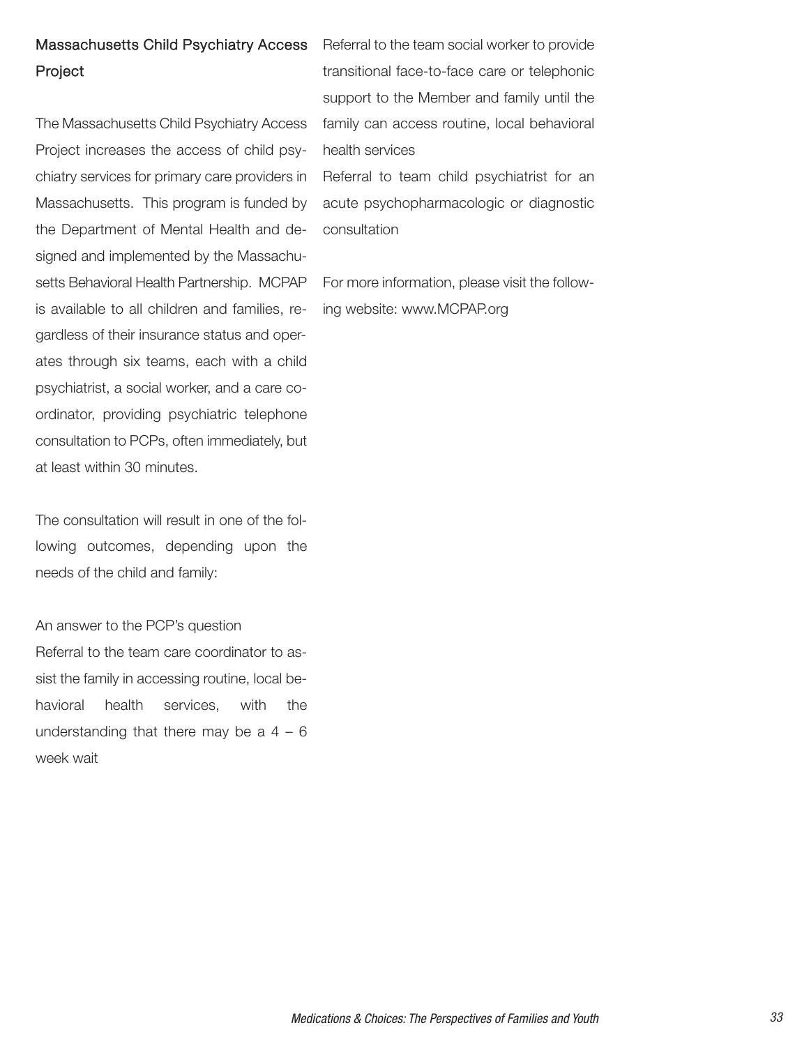### Massachusetts Child Psychiatry Access Project

The Massachusetts Child Psychiatry Access Project increases the access of child psychiatry services for primary care providers in Massachusetts. This program is funded by the Department of Mental Health and designed and implemented by the Massachusetts Behavioral Health Partnership. MCPAP is available to all children and families, regardless of their insurance status and operates through six teams, each with a child psychiatrist, a social worker, and a care coordinator, providing psychiatric telephone consultation to PCPs, often immediately, but at least within 30 minutes.

The consultation will result in one of the following outcomes, depending upon the needs of the child and family:

An answer to the PCP's question

Referral to the team care coordinator to assist the family in accessing routine, local behavioral health services, with the understanding that there may be a 4 – 6 week wait

Referral to the team social worker to provide transitional face-to-face care or telephonic support to the Member and family until the family can access routine, local behavioral health services

Referral to team child psychiatrist for an acute psychopharmacologic or diagnostic consultation

For more information, please visit the following website: www.MCPAP.org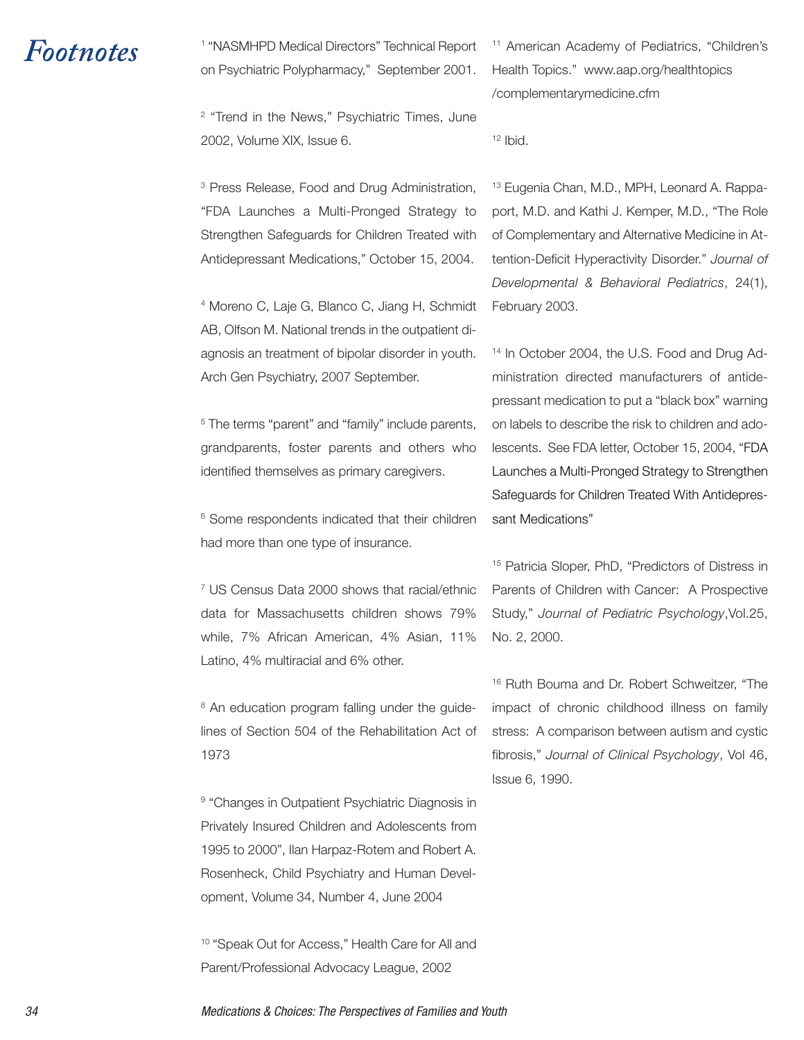# Footnotes

[1] "NASMHPD Medical Directors" Technical Report on Psychiatric Polypharmacy," September 2001.

[2] "Trend in the News," Psychiatric Times, June 2002, Volume XIX, Issue 6.

[3] Press Release, Food and Drug Administration, "FDA Launches a Multi-Pronged Strategy to Strengthen Safeguards for Children Treated with Antidepressant Medications," October 15, 2004.

[4] Moreno C, Laje G, Blanco C, Jiang H, Schmidt AB, Olfson M. National trends in the outpatient diagnosis an treatment of bipolar disorder in youth. Arch Gen Psychiatry, 2007 September.

[5] The terms "parent" and "family" include parents, grandparents, foster parents and others who identified themselves as primary caregivers.

[6] Some respondents indicated that their children had more than one type of insurance.

[7] US Census Data 2000 shows that racial/ethnic data for Massachusetts children shows 79% while, 7% African American, 4% Asian, 11% Latino, 4% multiracial and 6% other.

[8] An education program falling under the guidelines of Section 504 of the Rehabilitation Act of 1973

[9] "Changes in Outpatient Psychiatric Diagnosis in Privately Insured Children and Adolescents from 1995 to 2000", Ilan Harpaz-Rotem and Robert A. Rosenheck, Child Psychiatry and Human Development, Volume 34, Number 4, June 2004

[10] "Speak Out for Access," Health Care for All and Parent/Professional Advocacy League, 2002

[11] American Academy of Pediatrics, "Children's Health Topics." www.aap.org/healthtopics/complementarymedicine.cfm

[12] Ibid.

[13] Eugenia Chan, M.D., MPH, Leonard A. Rappaport, M.D. and Kathi J. Kemper, M.D., "The Role of Complementary and Alternative Medicine in Attention-Deficit Hyperactivity Disorder." *Journal of Developmental & Behavioral Pediatrics*, 24(1), February 2003.

[14] In October 2004, the U.S. Food and Drug Administration directed manufacturers of antidepressant medication to put a "black box" warning on labels to describe the risk to children and adolescents. See FDA letter, October 15, 2004, "FDA Launches a Multi-Pronged Strategy to Strengthen Safeguards for Children Treated With Antidepressant Medications"

[15] Patricia Sloper, PhD, "Predictors of Distress in Parents of Children with Cancer: A Prospective Study," *Journal of Pediatric Psychology*, Vol.25, No. 2, 2000.

[16] Ruth Bouma and Dr. Robert Schweitzer, "The impact of chronic childhood illness on family stress: A comparison between autism and cystic fibrosis," *Journal of Clinical Psychology*, Vol 46, Issue 6, 1990.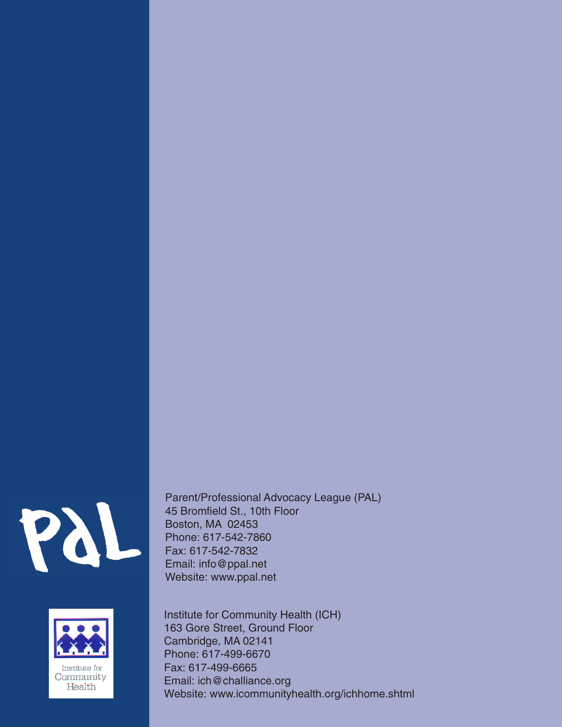Parent/Professional Advocacy League (PAL)
45 Bromfield St., 10th Floor
Boston, MA  02453
Phone: 617-542-7860
Fax: 617-542-7832
Email: info@ppal.net
Website: www.ppal.net

Institute for Community Health (ICH)
163 Gore Street, Ground Floor
Cambridge, MA 02141
Phone: 617-499-6670
Fax: 617-499-6665
Email: ich@challiance.org
Website: www.icommunityhealth.org/ichhome.shtml